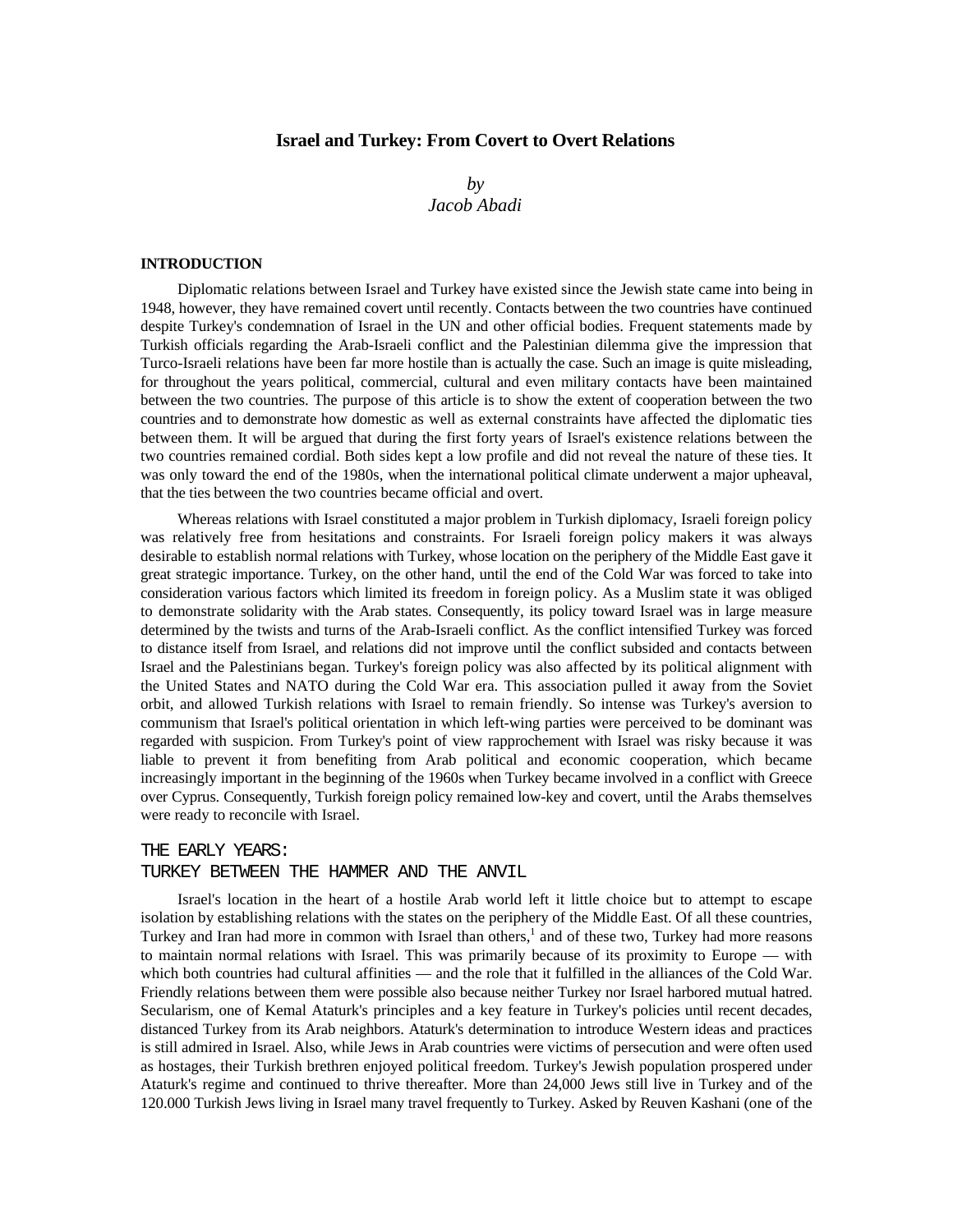# Israel and Turkey: From Covert to Overt Relations

*by*
*Jacob Abadi*

## INTRODUCTION

Diplomatic relations between Israel and Turkey have existed since the Jewish state came into being in 1948, however, they have remained covert until recently. Contacts between the two countries have continued despite Turkey's condemnation of Israel in the UN and other official bodies. Frequent statements made by Turkish officials regarding the Arab-Israeli conflict and the Palestinian dilemma give the impression that Turco-Israeli relations have been far more hostile than is actually the case. Such an image is quite misleading, for throughout the years political, commercial, cultural and even military contacts have been maintained between the two countries. The purpose of this article is to show the extent of cooperation between the two countries and to demonstrate how domestic as well as external constraints have affected the diplomatic ties between them. It will be argued that during the first forty years of Israel's existence relations between the two countries remained cordial. Both sides kept a low profile and did not reveal the nature of these ties. It was only toward the end of the 1980s, when the international political climate underwent a major upheaval, that the ties between the two countries became official and overt.

Whereas relations with Israel constituted a major problem in Turkish diplomacy, Israeli foreign policy was relatively free from hesitations and constraints. For Israeli foreign policy makers it was always desirable to establish normal relations with Turkey, whose location on the periphery of the Middle East gave it great strategic importance. Turkey, on the other hand, until the end of the Cold War was forced to take into consideration various factors which limited its freedom in foreign policy. As a Muslim state it was obliged to demonstrate solidarity with the Arab states. Consequently, its policy toward Israel was in large measure determined by the twists and turns of the Arab-Israeli conflict. As the conflict intensified Turkey was forced to distance itself from Israel, and relations did not improve until the conflict subsided and contacts between Israel and the Palestinians began. Turkey's foreign policy was also affected by its political alignment with the United States and NATO during the Cold War era. This association pulled it away from the Soviet orbit, and allowed Turkish relations with Israel to remain friendly. So intense was Turkey's aversion to communism that Israel's political orientation in which left-wing parties were perceived to be dominant was regarded with suspicion. From Turkey's point of view rapprochement with Israel was risky because it was liable to prevent it from benefiting from Arab political and economic cooperation, which became increasingly important in the beginning of the 1960s when Turkey became involved in a conflict with Greece over Cyprus. Consequently, Turkish foreign policy remained low-key and covert, until the Arabs themselves were ready to reconcile with Israel.

## THE EARLY YEARS: TURKEY BETWEEN THE HAMMER AND THE ANVIL

Israel's location in the heart of a hostile Arab world left it little choice but to attempt to escape isolation by establishing relations with the states on the periphery of the Middle East. Of all these countries, Turkey and Iran had more in common with Israel than others,[1] and of these two, Turkey had more reasons to maintain normal relations with Israel. This was primarily because of its proximity to Europe — with which both countries had cultural affinities — and the role that it fulfilled in the alliances of the Cold War. Friendly relations between them were possible also because neither Turkey nor Israel harbored mutual hatred. Secularism, one of Kemal Ataturk's principles and a key feature in Turkey's policies until recent decades, distanced Turkey from its Arab neighbors. Ataturk's determination to introduce Western ideas and practices is still admired in Israel. Also, while Jews in Arab countries were victims of persecution and were often used as hostages, their Turkish brethren enjoyed political freedom. Turkey's Jewish population prospered under Ataturk's regime and continued to thrive thereafter. More than 24,000 Jews still live in Turkey and of the 120.000 Turkish Jews living in Israel many travel frequently to Turkey. Asked by Reuven Kashani (one of the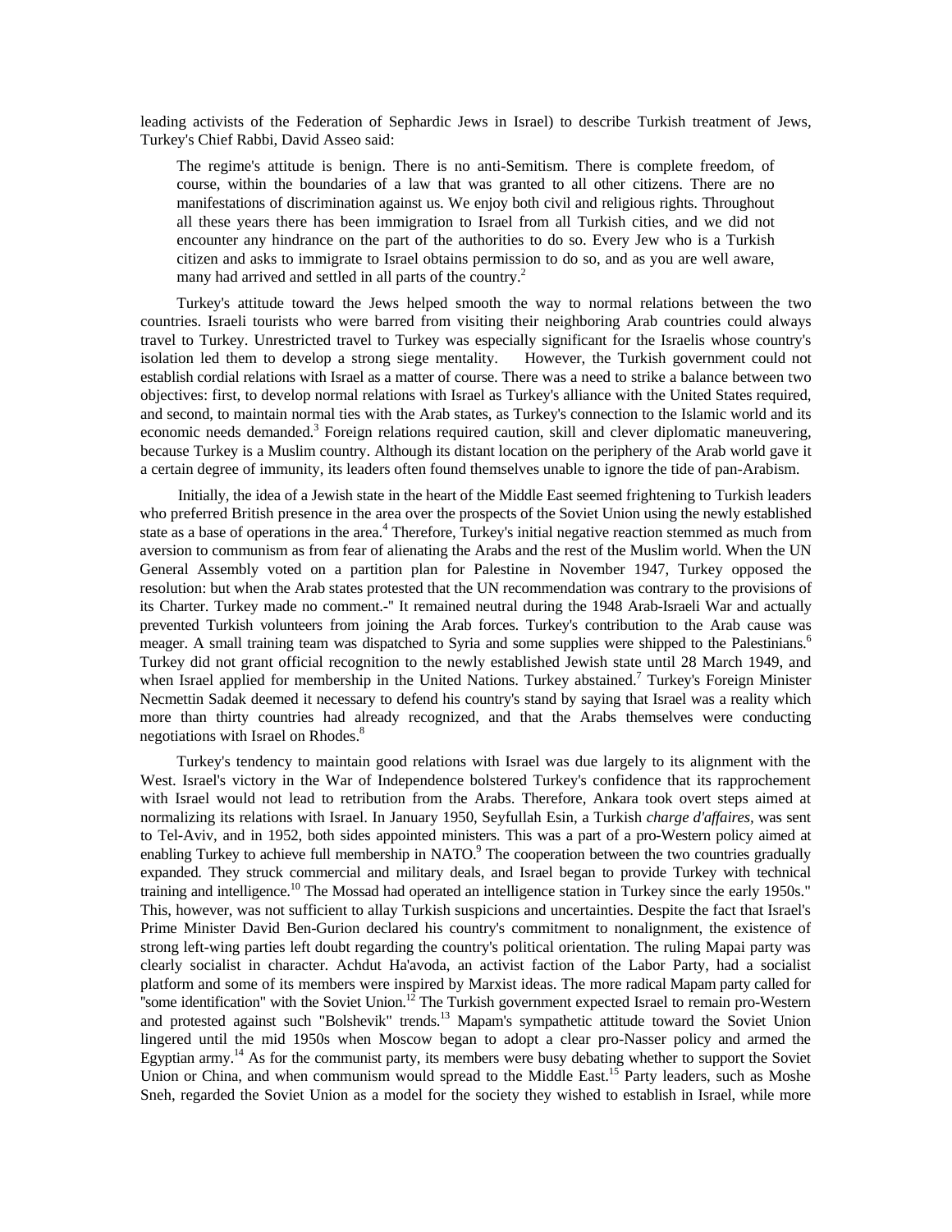leading activists of the Federation of Sephardic Jews in Israel) to describe Turkish treatment of Jews, Turkey's Chief Rabbi, David Asseo said:

> The regime's attitude is benign. There is no anti-Semitism. There is complete freedom, of course, within the boundaries of a law that was granted to all other citizens. There are no manifestations of discrimination against us. We enjoy both civil and religious rights. Throughout all these years there has been immigration to Israel from all Turkish cities, and we did not encounter any hindrance on the part of the authorities to do so. Every Jew who is a Turkish citizen and asks to immigrate to Israel obtains permission to do so, and as you are well aware, many had arrived and settled in all parts of the country.[2]

Turkey's attitude toward the Jews helped smooth the way to normal relations between the two countries. Israeli tourists who were barred from visiting their neighboring Arab countries could always travel to Turkey. Unrestricted travel to Turkey was especially significant for the Israelis whose country's isolation led them to develop a strong siege mentality. However, the Turkish government could not establish cordial relations with Israel as a matter of course. There was a need to strike a balance between two objectives: first, to develop normal relations with Israel as Turkey's alliance with the United States required, and second, to maintain normal ties with the Arab states, as Turkey's connection to the Islamic world and its economic needs demanded.[3] Foreign relations required caution, skill and clever diplomatic maneuvering, because Turkey is a Muslim country. Although its distant location on the periphery of the Arab world gave it a certain degree of immunity, its leaders often found themselves unable to ignore the tide of pan-Arabism.

Initially, the idea of a Jewish state in the heart of the Middle East seemed frightening to Turkish leaders who preferred British presence in the area over the prospects of the Soviet Union using the newly established state as a base of operations in the area.[4] Therefore, Turkey's initial negative reaction stemmed as much from aversion to communism as from fear of alienating the Arabs and the rest of the Muslim world. When the UN General Assembly voted on a partition plan for Palestine in November 1947, Turkey opposed the resolution: but when the Arab states protested that the UN recommendation was contrary to the provisions of its Charter. Turkey made no comment.-" It remained neutral during the 1948 Arab-Israeli War and actually prevented Turkish volunteers from joining the Arab forces. Turkey's contribution to the Arab cause was meager. A small training team was dispatched to Syria and some supplies were shipped to the Palestinians.[6] Turkey did not grant official recognition to the newly established Jewish state until 28 March 1949, and when Israel applied for membership in the United Nations. Turkey abstained.[7] Turkey's Foreign Minister Necmettin Sadak deemed it necessary to defend his country's stand by saying that Israel was a reality which more than thirty countries had already recognized, and that the Arabs themselves were conducting negotiations with Israel on Rhodes.[8]

Turkey's tendency to maintain good relations with Israel was due largely to its alignment with the West. Israel's victory in the War of Independence bolstered Turkey's confidence that its rapprochement with Israel would not lead to retribution from the Arabs. Therefore, Ankara took overt steps aimed at normalizing its relations with Israel. In January 1950, Seyfullah Esin, a Turkish *charge d'affaires*, was sent to Tel-Aviv, and in 1952, both sides appointed ministers. This was a part of a pro-Western policy aimed at enabling Turkey to achieve full membership in NATO.[9] The cooperation between the two countries gradually expanded. They struck commercial and military deals, and Israel began to provide Turkey with technical training and intelligence.[10] The Mossad had operated an intelligence station in Turkey since the early 1950s." This, however, was not sufficient to allay Turkish suspicions and uncertainties. Despite the fact that Israel's Prime Minister David Ben-Gurion declared his country's commitment to nonalignment, the existence of strong left-wing parties left doubt regarding the country's political orientation. The ruling Mapai party was clearly socialist in character. Achdut Ha'avoda, an activist faction of the Labor Party, had a socialist platform and some of its members were inspired by Marxist ideas. The more radical Mapam party called for "some identification" with the Soviet Union.[12] The Turkish government expected Israel to remain pro-Western and protested against such "Bolshevik" trends.[13] Mapam's sympathetic attitude toward the Soviet Union lingered until the mid 1950s when Moscow began to adopt a clear pro-Nasser policy and armed the Egyptian army.[14] As for the communist party, its members were busy debating whether to support the Soviet Union or China, and when communism would spread to the Middle East.[15] Party leaders, such as Moshe Sneh, regarded the Soviet Union as a model for the society they wished to establish in Israel, while more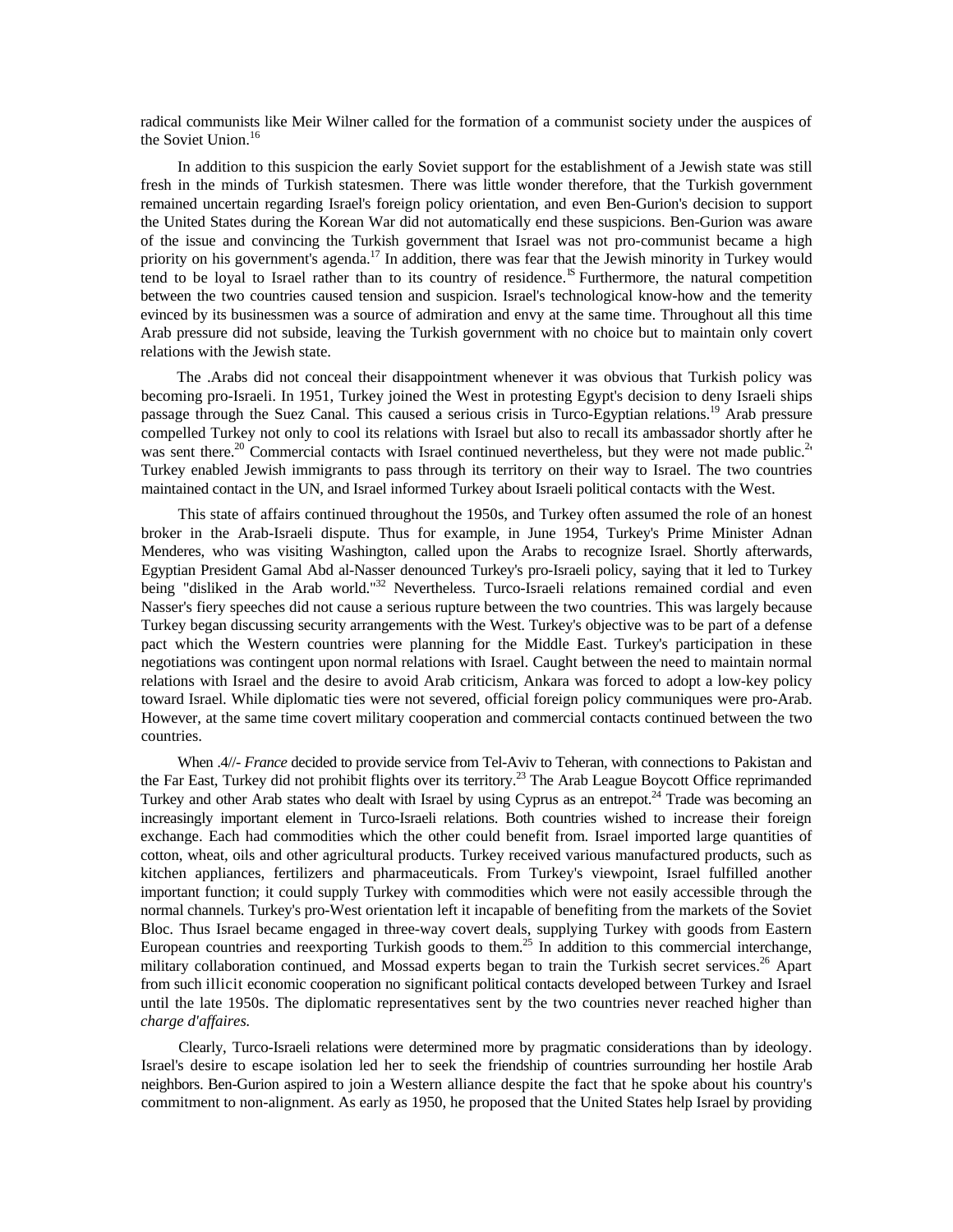radical communists like Meir Wilner called for the formation of a communist society under the auspices of the Soviet Union.[16]

In addition to this suspicion the early Soviet support for the establishment of a Jewish state was still fresh in the minds of Turkish statesmen. There was little wonder therefore, that the Turkish government remained uncertain regarding Israel's foreign policy orientation, and even Ben-Gurion's decision to support the United States during the Korean War did not automatically end these suspicions. Ben-Gurion was aware of the issue and convincing the Turkish government that Israel was not pro-communist became a high priority on his government's agenda.[17] In addition, there was fear that the Jewish minority in Turkey would tend to be loyal to Israel rather than to its country of residence.[18] Furthermore, the natural competition between the two countries caused tension and suspicion. Israel's technological know-how and the temerity evinced by its businessmen was a source of admiration and envy at the same time. Throughout all this time Arab pressure did not subside, leaving the Turkish government with no choice but to maintain only covert relations with the Jewish state.

The .Arabs did not conceal their disappointment whenever it was obvious that Turkish policy was becoming pro-Israeli. In 1951, Turkey joined the West in protesting Egypt's decision to deny Israeli ships passage through the Suez Canal. This caused a serious crisis in Turco-Egyptian relations.[19] Arab pressure compelled Turkey not only to cool its relations with Israel but also to recall its ambassador shortly after he was sent there.[20] Commercial contacts with Israel continued nevertheless, but they were not made public.[21] Turkey enabled Jewish immigrants to pass through its territory on their way to Israel. The two countries maintained contact in the UN, and Israel informed Turkey about Israeli political contacts with the West.

This state of affairs continued throughout the 1950s, and Turkey often assumed the role of an honest broker in the Arab-Israeli dispute. Thus for example, in June 1954, Turkey's Prime Minister Adnan Menderes, who was visiting Washington, called upon the Arabs to recognize Israel. Shortly afterwards, Egyptian President Gamal Abd al-Nasser denounced Turkey's pro-Israeli policy, saying that it led to Turkey being "disliked in the Arab world."[32] Nevertheless. Turco-Israeli relations remained cordial and even Nasser's fiery speeches did not cause a serious rupture between the two countries. This was largely because Turkey began discussing security arrangements with the West. Turkey's objective was to be part of a defense pact which the Western countries were planning for the Middle East. Turkey's participation in these negotiations was contingent upon normal relations with Israel. Caught between the need to maintain normal relations with Israel and the desire to avoid Arab criticism, Ankara was forced to adopt a low-key policy toward Israel. While diplomatic ties were not severed, official foreign policy communiques were pro-Arab. However, at the same time covert military cooperation and commercial contacts continued between the two countries.

When .4//- *France* decided to provide service from Tel-Aviv to Teheran, with connections to Pakistan and the Far East, Turkey did not prohibit flights over its territory.[23] The Arab League Boycott Office reprimanded Turkey and other Arab states who dealt with Israel by using Cyprus as an entrepot.[24] Trade was becoming an increasingly important element in Turco-Israeli relations. Both countries wished to increase their foreign exchange. Each had commodities which the other could benefit from. Israel imported large quantities of cotton, wheat, oils and other agricultural products. Turkey received various manufactured products, such as kitchen appliances, fertilizers and pharmaceuticals. From Turkey's viewpoint, Israel fulfilled another important function; it could supply Turkey with commodities which were not easily accessible through the normal channels. Turkey's pro-West orientation left it incapable of benefiting from the markets of the Soviet Bloc. Thus Israel became engaged in three-way covert deals, supplying Turkey with goods from Eastern European countries and reexporting Turkish goods to them.[25] In addition to this commercial interchange, military collaboration continued, and Mossad experts began to train the Turkish secret services.[26] Apart from such illicit economic cooperation no significant political contacts developed between Turkey and Israel until the late 1950s. The diplomatic representatives sent by the two countries never reached higher than *charge d'affaires.*

Clearly, Turco-Israeli relations were determined more by pragmatic considerations than by ideology. Israel's desire to escape isolation led her to seek the friendship of countries surrounding her hostile Arab neighbors. Ben-Gurion aspired to join a Western alliance despite the fact that he spoke about his country's commitment to non-alignment. As early as 1950, he proposed that the United States help Israel by providing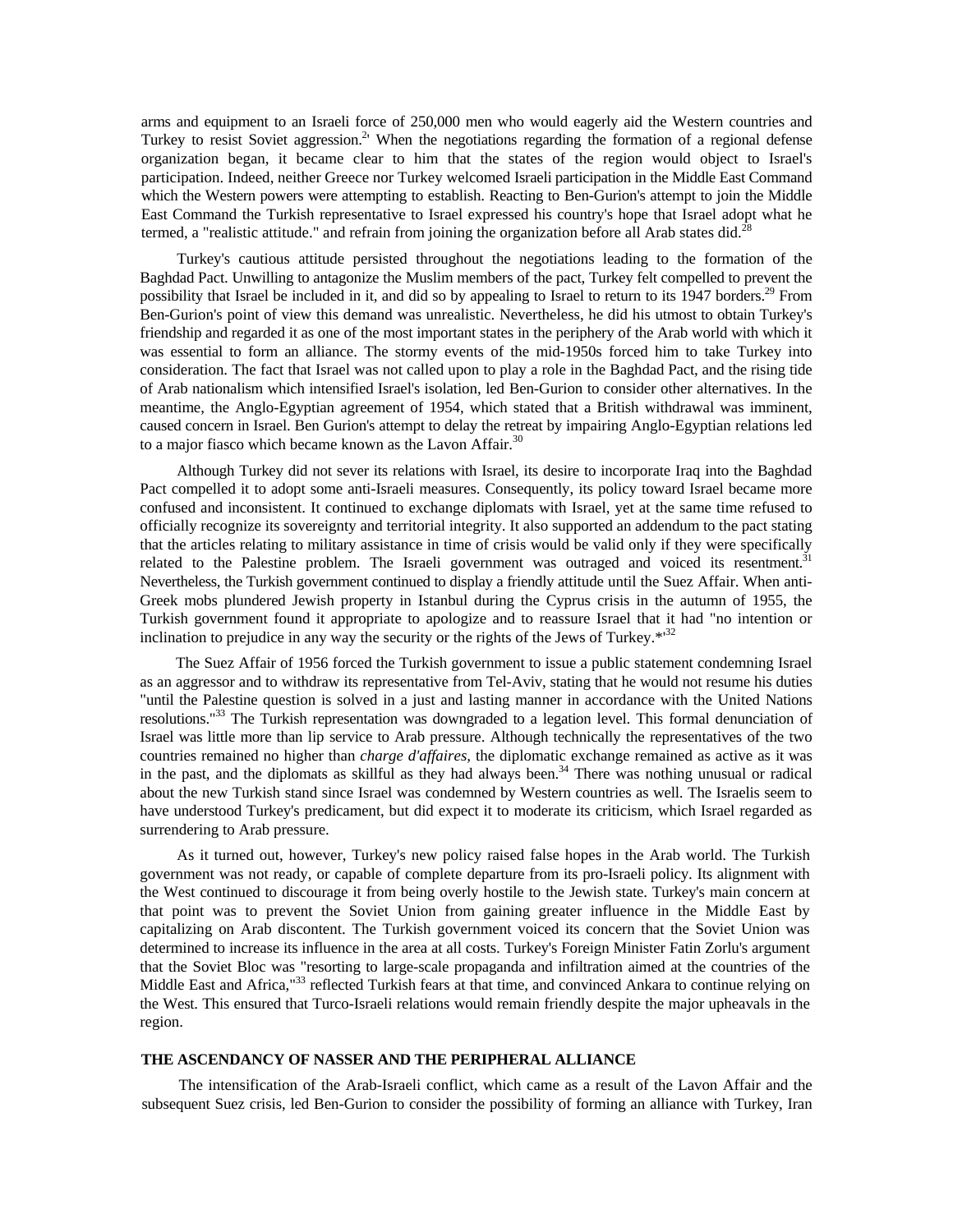arms and equipment to an Israeli force of 250,000 men who would eagerly aid the Western countries and Turkey to resist Soviet aggression.[2'] When the negotiations regarding the formation of a regional defense organization began, it became clear to him that the states of the region would object to Israel's participation. Indeed, neither Greece nor Turkey welcomed Israeli participation in the Middle East Command which the Western powers were attempting to establish. Reacting to Ben-Gurion's attempt to join the Middle East Command the Turkish representative to Israel expressed his country's hope that Israel adopt what he termed, a "realistic attitude." and refrain from joining the organization before all Arab states did.[28]

Turkey's cautious attitude persisted throughout the negotiations leading to the formation of the Baghdad Pact. Unwilling to antagonize the Muslim members of the pact, Turkey felt compelled to prevent the possibility that Israel be included in it, and did so by appealing to Israel to return to its 1947 borders.[29] From Ben-Gurion's point of view this demand was unrealistic. Nevertheless, he did his utmost to obtain Turkey's friendship and regarded it as one of the most important states in the periphery of the Arab world with which it was essential to form an alliance. The stormy events of the mid-1950s forced him to take Turkey into consideration. The fact that Israel was not called upon to play a role in the Baghdad Pact, and the rising tide of Arab nationalism which intensified Israel's isolation, led Ben-Gurion to consider other alternatives. In the meantime, the Anglo-Egyptian agreement of 1954, which stated that a British withdrawal was imminent, caused concern in Israel. Ben Gurion's attempt to delay the retreat by impairing Anglo-Egyptian relations led to a major fiasco which became known as the Lavon Affair.[30]

Although Turkey did not sever its relations with Israel, its desire to incorporate Iraq into the Baghdad Pact compelled it to adopt some anti-Israeli measures. Consequently, its policy toward Israel became more confused and inconsistent. It continued to exchange diplomats with Israel, yet at the same time refused to officially recognize its sovereignty and territorial integrity. It also supported an addendum to the pact stating that the articles relating to military assistance in time of crisis would be valid only if they were specifically related to the Palestine problem. The Israeli government was outraged and voiced its resentment.[31] Nevertheless, the Turkish government continued to display a friendly attitude until the Suez Affair. When anti-Greek mobs plundered Jewish property in Istanbul during the Cyprus crisis in the autumn of 1955, the Turkish government found it appropriate to apologize and to reassure Israel that it had "no intention or inclination to prejudice in any way the security or the rights of the Jews of Turkey.*'[32]

The Suez Affair of 1956 forced the Turkish government to issue a public statement condemning Israel as an aggressor and to withdraw its representative from Tel-Aviv, stating that he would not resume his duties "until the Palestine question is solved in a just and lasting manner in accordance with the United Nations resolutions."[33] The Turkish representation was downgraded to a legation level. This formal denunciation of Israel was little more than lip service to Arab pressure. Although technically the representatives of the two countries remained no higher than *charge d'affaires,* the diplomatic exchange remained as active as it was in the past, and the diplomats as skillful as they had always been.[34] There was nothing unusual or radical about the new Turkish stand since Israel was condemned by Western countries as well. The Israelis seem to have understood Turkey's predicament, but did expect it to moderate its criticism, which Israel regarded as surrendering to Arab pressure.

As it turned out, however, Turkey's new policy raised false hopes in the Arab world. The Turkish government was not ready, or capable of complete departure from its pro-Israeli policy. Its alignment with the West continued to discourage it from being overly hostile to the Jewish state. Turkey's main concern at that point was to prevent the Soviet Union from gaining greater influence in the Middle East by capitalizing on Arab discontent. The Turkish government voiced its concern that the Soviet Union was determined to increase its influence in the area at all costs. Turkey's Foreign Minister Fatin Zorlu's argument that the Soviet Bloc was "resorting to large-scale propaganda and infiltration aimed at the countries of the Middle East and Africa,"[33] reflected Turkish fears at that time, and convinced Ankara to continue relying on the West. This ensured that Turco-Israeli relations would remain friendly despite the major upheavals in the region.

## THE ASCENDANCY OF NASSER AND THE PERIPHERAL ALLIANCE

The intensification of the Arab-Israeli conflict, which came as a result of the Lavon Affair and the subsequent Suez crisis, led Ben-Gurion to consider the possibility of forming an alliance with Turkey, Iran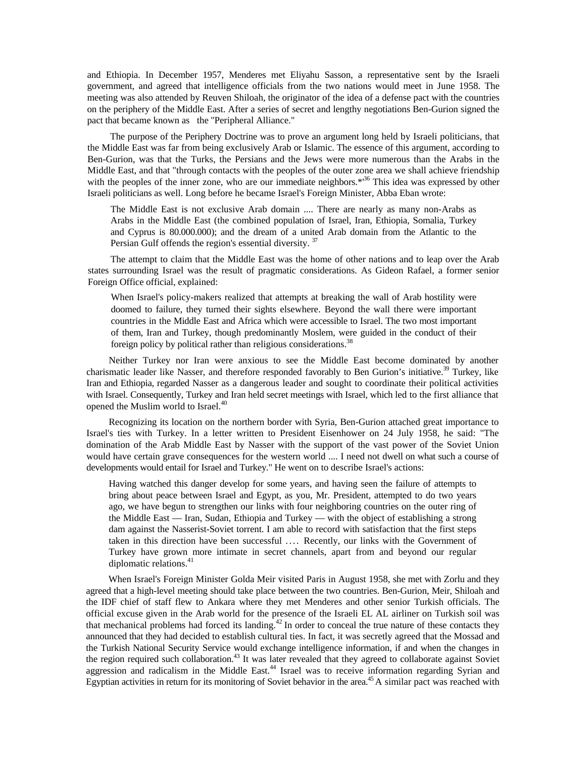and Ethiopia. In December 1957, Menderes met Eliyahu Sasson, a representative sent by the Israeli government, and agreed that intelligence officials from the two nations would meet in June 1958. The meeting was also attended by Reuven Shiloah, the originator of the idea of a defense pact with the countries on the periphery of the Middle East. After a series of secret and lengthy negotiations Ben-Gurion signed the pact that became known as the "Peripheral Alliance."

The purpose of the Periphery Doctrine was to prove an argument long held by Israeli politicians, that the Middle East was far from being exclusively Arab or Islamic. The essence of this argument, according to Ben-Gurion, was that the Turks, the Persians and the Jews were more numerous than the Arabs in the Middle East, and that "through contacts with the peoples of the outer zone area we shall achieve friendship with the peoples of the inner zone, who are our immediate neighbors."[36] This idea was expressed by other Israeli politicians as well. Long before he became Israel's Foreign Minister, Abba Eban wrote:

> The Middle East is not exclusive Arab domain .... There are nearly as many non-Arabs as Arabs in the Middle East (the combined population of Israel, Iran, Ethiopia, Somalia, Turkey and Cyprus is 80.000.000); and the dream of a united Arab domain from the Atlantic to the Persian Gulf offends the region's essential diversity.[37]

The attempt to claim that the Middle East was the home of other nations and to leap over the Arab states surrounding Israel was the result of pragmatic considerations. As Gideon Rafael, a former senior Foreign Office official, explained:

> When Israel's policy-makers realized that attempts at breaking the wall of Arab hostility were doomed to failure, they turned their sights elsewhere. Beyond the wall there were important countries in the Middle East and Africa which were accessible to Israel. The two most important of them, Iran and Turkey, though predominantly Moslem, were guided in the conduct of their foreign policy by political rather than religious considerations.[38]

Neither Turkey nor Iran were anxious to see the Middle East become dominated by another charismatic leader like Nasser, and therefore responded favorably to Ben Gurion's initiative.[39] Turkey, like Iran and Ethiopia, regarded Nasser as a dangerous leader and sought to coordinate their political activities with Israel. Consequently, Turkey and Iran held secret meetings with Israel, which led to the first alliance that opened the Muslim world to Israel.[40]

Recognizing its location on the northern border with Syria, Ben-Gurion attached great importance to Israel's ties with Turkey. In a letter written to President Eisenhower on 24 July 1958, he said: "The domination of the Arab Middle East by Nasser with the support of the vast power of the Soviet Union would have certain grave consequences for the western world .... I need not dwell on what such a course of developments would entail for Israel and Turkey." He went on to describe Israel's actions:

> Having watched this danger develop for some years, and having seen the failure of attempts to bring about peace between Israel and Egypt, as you, Mr. President, attempted to do two years ago, we have begun to strengthen our links with four neighboring countries on the outer ring of the Middle East — Iran, Sudan, Ethiopia and Turkey — with the object of establishing a strong dam against the Nasserist-Soviet torrent. I am able to record with satisfaction that the first steps taken in this direction have been successful …. Recently, our links with the Government of Turkey have grown more intimate in secret channels, apart from and beyond our regular diplomatic relations.[41]

When Israel's Foreign Minister Golda Meir visited Paris in August 1958, she met with Zorlu and they agreed that a high-level meeting should take place between the two countries. Ben-Gurion, Meir, Shiloah and the IDF chief of staff flew to Ankara where they met Menderes and other senior Turkish officials. The official excuse given in the Arab world for the presence of the Israeli EL AL airliner on Turkish soil was that mechanical problems had forced its landing.[42] In order to conceal the true nature of these contacts they announced that they had decided to establish cultural ties. In fact, it was secretly agreed that the Mossad and the Turkish National Security Service would exchange intelligence information, if and when the changes in the region required such collaboration.[43] It was later revealed that they agreed to collaborate against Soviet aggression and radicalism in the Middle East.[44] Israel was to receive information regarding Syrian and Egyptian activities in return for its monitoring of Soviet behavior in the area.[45] A similar pact was reached with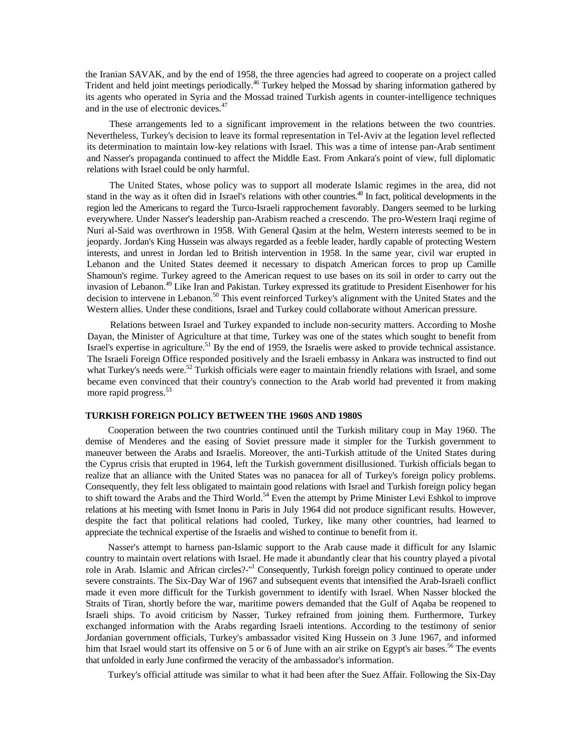the Iranian SAVAK, and by the end of 1958, the three agencies had agreed to cooperate on a project called Trident and held joint meetings periodically.[46] Turkey helped the Mossad by sharing information gathered by its agents who operated in Syria and the Mossad trained Turkish agents in counter-intelligence techniques and in the use of electronic devices.[47]

These arrangements led to a significant improvement in the relations between the two countries. Nevertheless, Turkey's decision to leave its formal representation in Tel-Aviv at the legation level reflected its determination to maintain low-key relations with Israel. This was a time of intense pan-Arab sentiment and Nasser's propaganda continued to affect the Middle East. From Ankara's point of view, full diplomatic relations with Israel could be only harmful.

The United States, whose policy was to support all moderate Islamic regimes in the area, did not stand in the way as it often did in Israel's relations with other countries.[48] In fact, political developments in the region led the Americans to regard the Turco-Israeli rapprochement favorably. Dangers seemed to be lurking everywhere. Under Nasser's leadership pan-Arabism reached a crescendo. The pro-Western Iraqi regime of Nuri al-Said was overthrown in 1958. With General Qasim at the helm, Western interests seemed to be in jeopardy. Jordan's King Hussein was always regarded as a feeble leader, hardly capable of protecting Western interests, and unrest in Jordan led to British intervention in 1958. In the same year, civil war erupted in Lebanon and the United States deemed it necessary to dispatch American forces to prop up Camille Shamoun's regime. Turkey agreed to the American request to use bases on its soil in order to carry out the invasion of Lebanon.[49] Like Iran and Pakistan. Turkey expressed its gratitude to President Eisenhower for his decision to intervene in Lebanon.[50] This event reinforced Turkey's alignment with the United States and the Western allies. Under these conditions, Israel and Turkey could collaborate without American pressure.

Relations between Israel and Turkey expanded to include non-security matters. According to Moshe Dayan, the Minister of Agriculture at that time, Turkey was one of the states which sought to benefit from Israel's expertise in agriculture.[51] By the end of 1959, the Israelis were asked to provide technical assistance. The Israeli Foreign Office responded positively and the Israeli embassy in Ankara was instructed to find out what Turkey's needs were.[52] Turkish officials were eager to maintain friendly relations with Israel, and some became even convinced that their country's connection to the Arab world had prevented it from making more rapid progress.[53]

## TURKISH FOREIGN POLICY BETWEEN THE 1960S AND 1980S

Cooperation between the two countries continued until the Turkish military coup in May 1960. The demise of Menderes and the easing of Soviet pressure made it simpler for the Turkish government to maneuver between the Arabs and Israelis. Moreover, the anti-Turkish attitude of the United States during the Cyprus crisis that erupted in 1964, left the Turkish government disillusioned. Turkish officials began to realize that an alliance with the United States was no panacea for all of Turkey's foreign policy problems. Consequently, they felt less obligated to maintain good relations with Israel and Turkish foreign policy began to shift toward the Arabs and the Third World.[54] Even the attempt by Prime Minister Levi Eshkol to improve relations at his meeting with Ismet Inonu in Paris in July 1964 did not produce significant results. However, despite the fact that political relations had cooled, Turkey, like many other countries, had learned to appreciate the technical expertise of the Israelis and wished to continue to benefit from it.

Nasser's attempt to harness pan-Islamic support to the Arab cause made it difficult for any Islamic country to maintain overt relations with Israel. He made it abundantly clear that his country played a pivotal role in Arab. Islamic and African circles?-"[1] Consequently, Turkish foreign policy continued to operate under severe constraints. The Six-Day War of 1967 and subsequent events that intensified the Arab-Israeli conflict made it even more difficult for the Turkish government to identify with Israel. When Nasser blocked the Straits of Tiran, shortly before the war, maritime powers demanded that the Gulf of Aqaba be reopened to Israeli ships. To avoid criticism by Nasser, Turkey refrained from joining them. Furthermore, Turkey exchanged information with the Arabs regarding Israeli intentions. According to the testimony of senior Jordanian government officials, Turkey's ambassador visited King Hussein on 3 June 1967, and informed him that Israel would start its offensive on 5 or 6 of June with an air strike on Egypt's air bases.[56] The events that unfolded in early June confirmed the veracity of the ambassador's information.

Turkey's official attitude was similar to what it had been after the Suez Affair. Following the Six-Day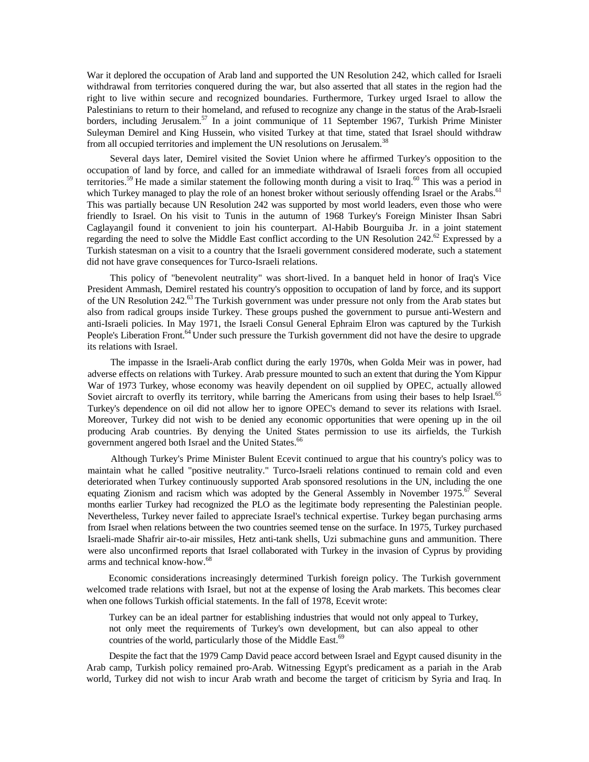War it deplored the occupation of Arab land and supported the UN Resolution 242, which called for Israeli withdrawal from territories conquered during the war, but also asserted that all states in the region had the right to live within secure and recognized boundaries. Furthermore, Turkey urged Israel to allow the Palestinians to return to their homeland, and refused to recognize any change in the status of the Arab-Israeli borders, including Jerusalem.[57] In a joint communique of 11 September 1967, Turkish Prime Minister Suleyman Demirel and King Hussein, who visited Turkey at that time, stated that Israel should withdraw from all occupied territories and implement the UN resolutions on Jerusalem.[38]

Several days later, Demirel visited the Soviet Union where he affirmed Turkey's opposition to the occupation of land by force, and called for an immediate withdrawal of Israeli forces from all occupied territories.[59] He made a similar statement the following month during a visit to Iraq.[60] This was a period in which Turkey managed to play the role of an honest broker without seriously offending Israel or the Arabs.[61] This was partially because UN Resolution 242 was supported by most world leaders, even those who were friendly to Israel. On his visit to Tunis in the autumn of 1968 Turkey's Foreign Minister Ihsan Sabri Caglayangil found it convenient to join his counterpart. Al-Habib Bourguiba Jr. in a joint statement regarding the need to solve the Middle East conflict according to the UN Resolution 242.[62] Expressed by a Turkish statesman on a visit to a country that the Israeli government considered moderate, such a statement did not have grave consequences for Turco-Israeli relations.

This policy of "benevolent neutrality" was short-lived. In a banquet held in honor of Iraq's Vice President Ammash, Demirel restated his country's opposition to occupation of land by force, and its support of the UN Resolution 242.[63] The Turkish government was under pressure not only from the Arab states but also from radical groups inside Turkey. These groups pushed the government to pursue anti-Western and anti-Israeli policies. In May 1971, the Israeli Consul General Ephraim Elron was captured by the Turkish People's Liberation Front.[64] Under such pressure the Turkish government did not have the desire to upgrade its relations with Israel.

The impasse in the Israeli-Arab conflict during the early 1970s, when Golda Meir was in power, had adverse effects on relations with Turkey. Arab pressure mounted to such an extent that during the Yom Kippur War of 1973 Turkey, whose economy was heavily dependent on oil supplied by OPEC, actually allowed Soviet aircraft to overfly its territory, while barring the Americans from using their bases to help Israel.[65] Turkey's dependence on oil did not allow her to ignore OPEC's demand to sever its relations with Israel. Moreover, Turkey did not wish to be denied any economic opportunities that were opening up in the oil producing Arab countries. By denying the United States permission to use its airfields, the Turkish government angered both Israel and the United States.[66]

Although Turkey's Prime Minister Bulent Ecevit continued to argue that his country's policy was to maintain what he called "positive neutrality." Turco-Israeli relations continued to remain cold and even deteriorated when Turkey continuously supported Arab sponsored resolutions in the UN, including the one equating Zionism and racism which was adopted by the General Assembly in November 1975.[67] Several months earlier Turkey had recognized the PLO as the legitimate body representing the Palestinian people. Nevertheless, Turkey never failed to appreciate Israel's technical expertise. Turkey began purchasing arms from Israel when relations between the two countries seemed tense on the surface. In 1975, Turkey purchased Israeli-made Shafrir air-to-air missiles, Hetz anti-tank shells, Uzi submachine guns and ammunition. There were also unconfirmed reports that Israel collaborated with Turkey in the invasion of Cyprus by providing arms and technical know-how.[68]

Economic considerations increasingly determined Turkish foreign policy. The Turkish government welcomed trade relations with Israel, but not at the expense of losing the Arab markets. This becomes clear when one follows Turkish official statements. In the fall of 1978, Ecevit wrote:

> Turkey can be an ideal partner for establishing industries that would not only appeal to Turkey, not only meet the requirements of Turkey's own development, but can also appeal to other countries of the world, particularly those of the Middle East.[69]

Despite the fact that the 1979 Camp David peace accord between Israel and Egypt caused disunity in the Arab camp, Turkish policy remained pro-Arab. Witnessing Egypt's predicament as a pariah in the Arab world, Turkey did not wish to incur Arab wrath and become the target of criticism by Syria and Iraq. In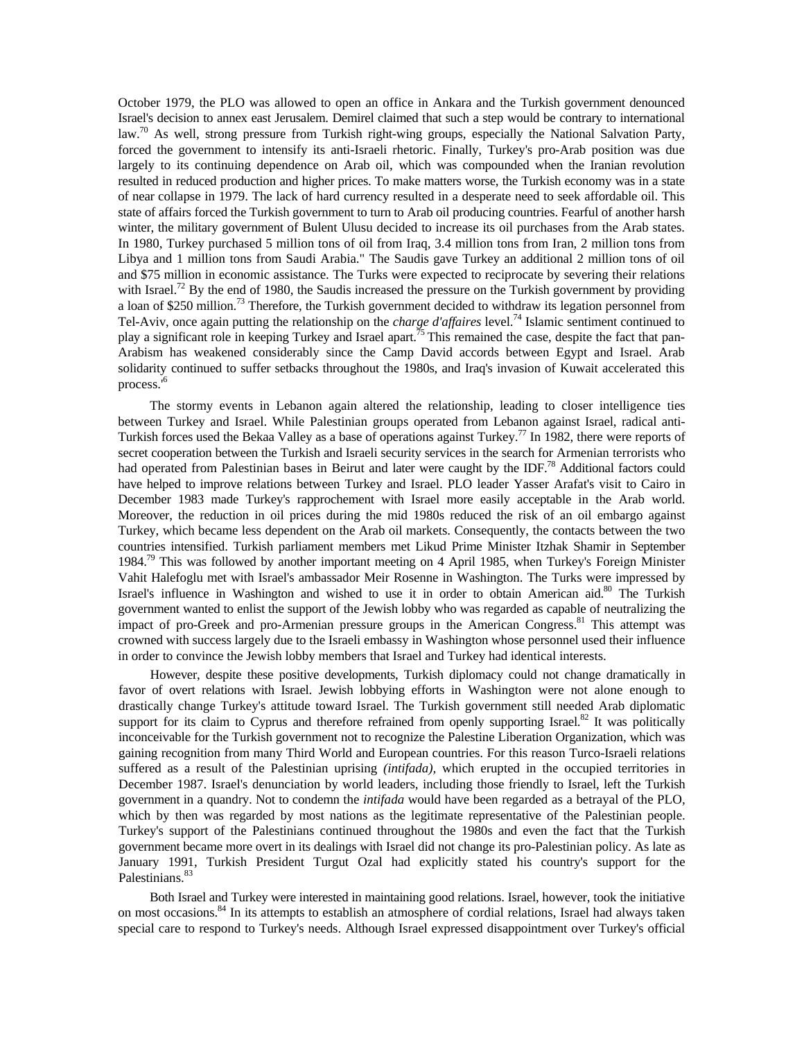October 1979, the PLO was allowed to open an office in Ankara and the Turkish government denounced Israel's decision to annex east Jerusalem. Demirel claimed that such a step would be contrary to international law.[70] As well, strong pressure from Turkish right-wing groups, especially the National Salvation Party, forced the government to intensify its anti-Israeli rhetoric. Finally, Turkey's pro-Arab position was due largely to its continuing dependence on Arab oil, which was compounded when the Iranian revolution resulted in reduced production and higher prices. To make matters worse, the Turkish economy was in a state of near collapse in 1979. The lack of hard currency resulted in a desperate need to seek affordable oil. This state of affairs forced the Turkish government to turn to Arab oil producing countries. Fearful of another harsh winter, the military government of Bulent Ulusu decided to increase its oil purchases from the Arab states. In 1980, Turkey purchased 5 million tons of oil from Iraq, 3.4 million tons from Iran, 2 million tons from Libya and 1 million tons from Saudi Arabia." The Saudis gave Turkey an additional 2 million tons of oil and $75 million in economic assistance. The Turks were expected to reciprocate by severing their relations with Israel.[72] By the end of 1980, the Saudis increased the pressure on the Turkish government by providing a loan of $250 million.[73] Therefore, the Turkish government decided to withdraw its legation personnel from Tel-Aviv, once again putting the relationship on the *charge d'affaires* level.[74] Islamic sentiment continued to play a significant role in keeping Turkey and Israel apart.[75] This remained the case, despite the fact that pan-Arabism has weakened considerably since the Camp David accords between Egypt and Israel. Arab solidarity continued to suffer setbacks throughout the 1980s, and Iraq's invasion of Kuwait accelerated this process.[76]

The stormy events in Lebanon again altered the relationship, leading to closer intelligence ties between Turkey and Israel. While Palestinian groups operated from Lebanon against Israel, radical anti-Turkish forces used the Bekaa Valley as a base of operations against Turkey.[77] In 1982, there were reports of secret cooperation between the Turkish and Israeli security services in the search for Armenian terrorists who had operated from Palestinian bases in Beirut and later were caught by the IDF.[78] Additional factors could have helped to improve relations between Turkey and Israel. PLO leader Yasser Arafat's visit to Cairo in December 1983 made Turkey's rapprochement with Israel more easily acceptable in the Arab world. Moreover, the reduction in oil prices during the mid 1980s reduced the risk of an oil embargo against Turkey, which became less dependent on the Arab oil markets. Consequently, the contacts between the two countries intensified. Turkish parliament members met Likud Prime Minister Itzhak Shamir in September 1984.[79] This was followed by another important meeting on 4 April 1985, when Turkey's Foreign Minister Vahit Halefoglu met with Israel's ambassador Meir Rosenne in Washington. The Turks were impressed by Israel's influence in Washington and wished to use it in order to obtain American aid.[80] The Turkish government wanted to enlist the support of the Jewish lobby who was regarded as capable of neutralizing the impact of pro-Greek and pro-Armenian pressure groups in the American Congress.[81] This attempt was crowned with success largely due to the Israeli embassy in Washington whose personnel used their influence in order to convince the Jewish lobby members that Israel and Turkey had identical interests.

However, despite these positive developments, Turkish diplomacy could not change dramatically in favor of overt relations with Israel. Jewish lobbying efforts in Washington were not alone enough to drastically change Turkey's attitude toward Israel. The Turkish government still needed Arab diplomatic support for its claim to Cyprus and therefore refrained from openly supporting Israel.[82] It was politically inconceivable for the Turkish government not to recognize the Palestine Liberation Organization, which was gaining recognition from many Third World and European countries. For this reason Turco-Israeli relations suffered as a result of the Palestinian uprising *(intifada)*, which erupted in the occupied territories in December 1987. Israel's denunciation by world leaders, including those friendly to Israel, left the Turkish government in a quandry. Not to condemn the *intifada* would have been regarded as a betrayal of the PLO, which by then was regarded by most nations as the legitimate representative of the Palestinian people. Turkey's support of the Palestinians continued throughout the 1980s and even the fact that the Turkish government became more overt in its dealings with Israel did not change its pro-Palestinian policy. As late as January 1991, Turkish President Turgut Ozal had explicitly stated his country's support for the Palestinians.[83]

Both Israel and Turkey were interested in maintaining good relations. Israel, however, took the initiative on most occasions.[84] In its attempts to establish an atmosphere of cordial relations, Israel had always taken special care to respond to Turkey's needs. Although Israel expressed disappointment over Turkey's official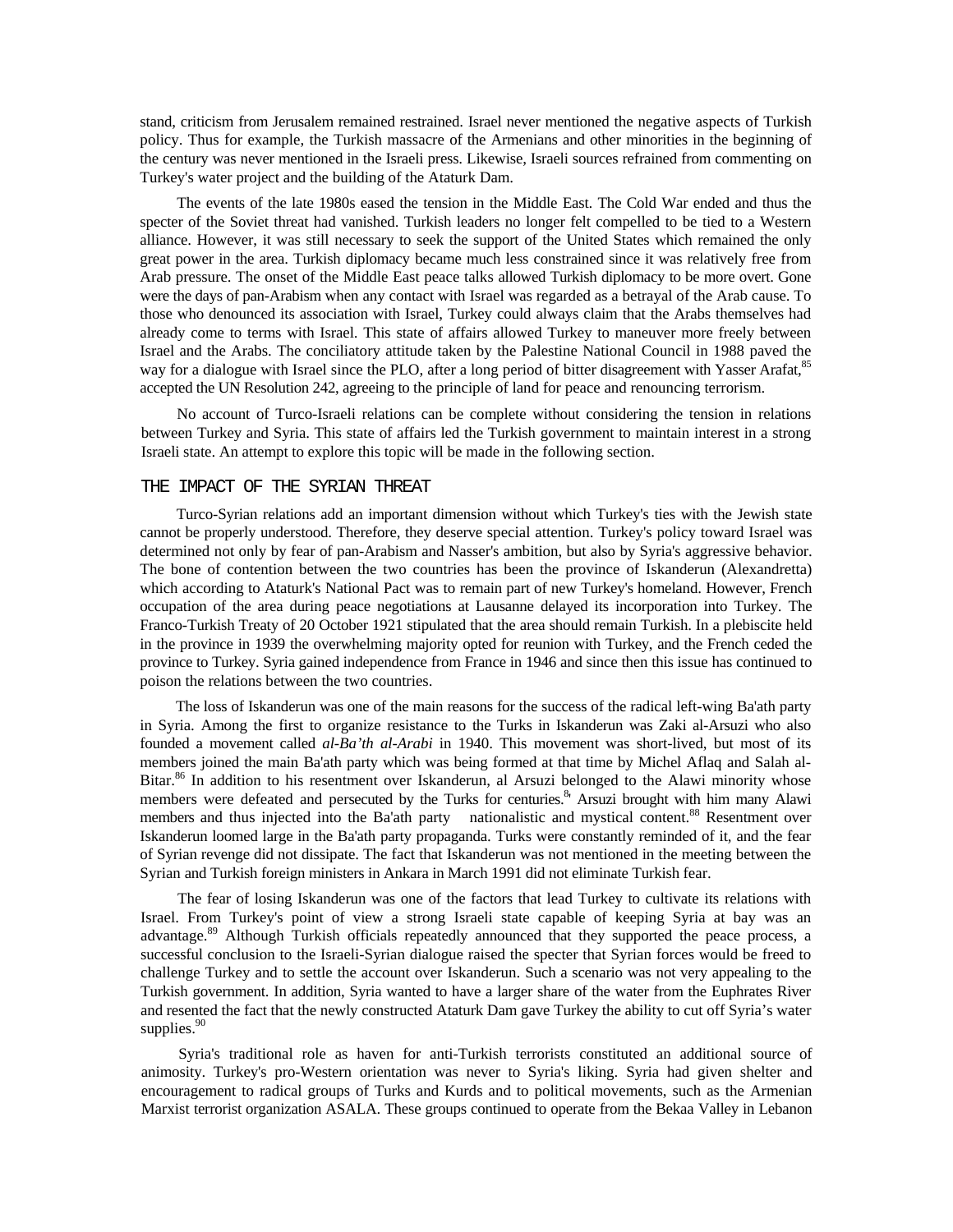stand, criticism from Jerusalem remained restrained. Israel never mentioned the negative aspects of Turkish policy. Thus for example, the Turkish massacre of the Armenians and other minorities in the beginning of the century was never mentioned in the Israeli press. Likewise, Israeli sources refrained from commenting on Turkey's water project and the building of the Ataturk Dam.

The events of the late 1980s eased the tension in the Middle East. The Cold War ended and thus the specter of the Soviet threat had vanished. Turkish leaders no longer felt compelled to be tied to a Western alliance. However, it was still necessary to seek the support of the United States which remained the only great power in the area. Turkish diplomacy became much less constrained since it was relatively free from Arab pressure. The onset of the Middle East peace talks allowed Turkish diplomacy to be more overt. Gone were the days of pan-Arabism when any contact with Israel was regarded as a betrayal of the Arab cause. To those who denounced its association with Israel, Turkey could always claim that the Arabs themselves had already come to terms with Israel. This state of affairs allowed Turkey to maneuver more freely between Israel and the Arabs. The conciliatory attitude taken by the Palestine National Council in 1988 paved the way for a dialogue with Israel since the PLO, after a long period of bitter disagreement with Yasser Arafat,[85] accepted the UN Resolution 242, agreeing to the principle of land for peace and renouncing terrorism.

No account of Turco-Israeli relations can be complete without considering the tension in relations between Turkey and Syria. This state of affairs led the Turkish government to maintain interest in a strong Israeli state. An attempt to explore this topic will be made in the following section.

## THE IMPACT OF THE SYRIAN THREAT

Turco-Syrian relations add an important dimension without which Turkey's ties with the Jewish state cannot be properly understood. Therefore, they deserve special attention. Turkey's policy toward Israel was determined not only by fear of pan-Arabism and Nasser's ambition, but also by Syria's aggressive behavior. The bone of contention between the two countries has been the province of Iskanderun (Alexandretta) which according to Ataturk's National Pact was to remain part of new Turkey's homeland. However, French occupation of the area during peace negotiations at Lausanne delayed its incorporation into Turkey. The Franco-Turkish Treaty of 20 October 1921 stipulated that the area should remain Turkish. In a plebiscite held in the province in 1939 the overwhelming majority opted for reunion with Turkey, and the French ceded the province to Turkey. Syria gained independence from France in 1946 and since then this issue has continued to poison the relations between the two countries.

The loss of Iskanderun was one of the main reasons for the success of the radical left-wing Ba'ath party in Syria. Among the first to organize resistance to the Turks in Iskanderun was Zaki al-Arsuzi who also founded a movement called *al-Ba'th al-Arabi* in 1940. This movement was short-lived, but most of its members joined the main Ba'ath party which was being formed at that time by Michel Aflaq and Salah al-Bitar.[86] In addition to his resentment over Iskanderun, al Arsuzi belonged to the Alawi minority whose members were defeated and persecuted by the Turks for centuries.[87] Arsuzi brought with him many Alawi members and thus injected into the Ba'ath party nationalistic and mystical content.[88] Resentment over Iskanderun loomed large in the Ba'ath party propaganda. Turks were constantly reminded of it, and the fear of Syrian revenge did not dissipate. The fact that Iskanderun was not mentioned in the meeting between the Syrian and Turkish foreign ministers in Ankara in March 1991 did not eliminate Turkish fear.

The fear of losing Iskanderun was one of the factors that lead Turkey to cultivate its relations with Israel. From Turkey's point of view a strong Israeli state capable of keeping Syria at bay was an advantage.[89] Although Turkish officials repeatedly announced that they supported the peace process, a successful conclusion to the Israeli-Syrian dialogue raised the specter that Syrian forces would be freed to challenge Turkey and to settle the account over Iskanderun. Such a scenario was not very appealing to the Turkish government. In addition, Syria wanted to have a larger share of the water from the Euphrates River and resented the fact that the newly constructed Ataturk Dam gave Turkey the ability to cut off Syria's water supplies.[90]

Syria's traditional role as haven for anti-Turkish terrorists constituted an additional source of animosity. Turkey's pro-Western orientation was never to Syria's liking. Syria had given shelter and encouragement to radical groups of Turks and Kurds and to political movements, such as the Armenian Marxist terrorist organization ASALA. These groups continued to operate from the Bekaa Valley in Lebanon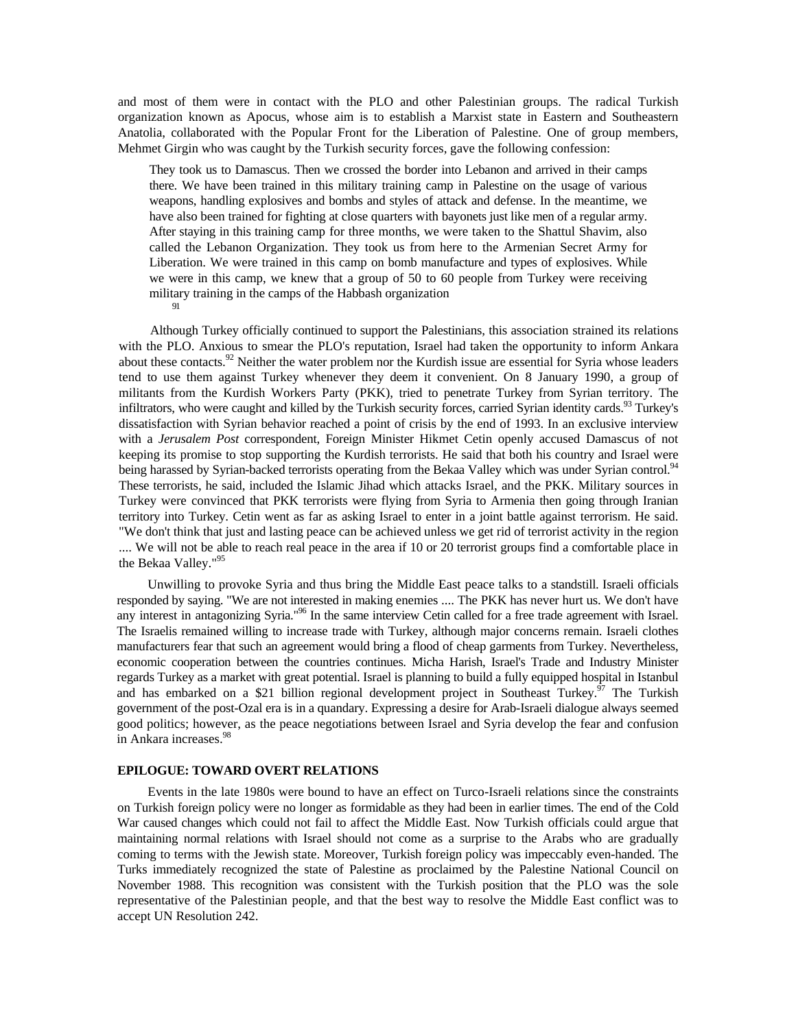and most of them were in contact with the PLO and other Palestinian groups. The radical Turkish organization known as Apocus, whose aim is to establish a Marxist state in Eastern and Southeastern Anatolia, collaborated with the Popular Front for the Liberation of Palestine. One of group members, Mehmet Girgin who was caught by the Turkish security forces, gave the following confession:

> They took us to Damascus. Then we crossed the border into Lebanon and arrived in their camps there. We have been trained in this military training camp in Palestine on the usage of various weapons, handling explosives and bombs and styles of attack and defense. In the meantime, we have also been trained for fighting at close quarters with bayonets just like men of a regular army. After staying in this training camp for three months, we were taken to the Shattul Shavim, also called the Lebanon Organization. They took us from here to the Armenian Secret Army for Liberation. We were trained in this camp on bomb manufacture and types of explosives. While we were in this camp, we knew that a group of 50 to 60 people from Turkey were receiving military training in the camps of the Habbash organization[91]

Although Turkey officially continued to support the Palestinians, this association strained its relations with the PLO. Anxious to smear the PLO's reputation, Israel had taken the opportunity to inform Ankara about these contacts.[92] Neither the water problem nor the Kurdish issue are essential for Syria whose leaders tend to use them against Turkey whenever they deem it convenient. On 8 January 1990, a group of militants from the Kurdish Workers Party (PKK), tried to penetrate Turkey from Syrian territory. The infiltrators, who were caught and killed by the Turkish security forces, carried Syrian identity cards.[93] Turkey's dissatisfaction with Syrian behavior reached a point of crisis by the end of 1993. In an exclusive interview with a *Jerusalem Post* correspondent, Foreign Minister Hikmet Cetin openly accused Damascus of not keeping its promise to stop supporting the Kurdish terrorists. He said that both his country and Israel were being harassed by Syrian-backed terrorists operating from the Bekaa Valley which was under Syrian control.[94] These terrorists, he said, included the Islamic Jihad which attacks Israel, and the PKK. Military sources in Turkey were convinced that PKK terrorists were flying from Syria to Armenia then going through Iranian territory into Turkey. Cetin went as far as asking Israel to enter in a joint battle against terrorism. He said. "We don't think that just and lasting peace can be achieved unless we get rid of terrorist activity in the region .... We will not be able to reach real peace in the area if 10 or 20 terrorist groups find a comfortable place in the Bekaa Valley."[95]

Unwilling to provoke Syria and thus bring the Middle East peace talks to a standstill. Israeli officials responded by saying. "We are not interested in making enemies .... The PKK has never hurt us. We don't have any interest in antagonizing Syria."[96] In the same interview Cetin called for a free trade agreement with Israel. The Israelis remained willing to increase trade with Turkey, although major concerns remain. Israeli clothes manufacturers fear that such an agreement would bring a flood of cheap garments from Turkey. Nevertheless, economic cooperation between the countries continues. Micha Harish, Israel's Trade and Industry Minister regards Turkey as a market with great potential. Israel is planning to build a fully equipped hospital in Istanbul and has embarked on a $21 billion regional development project in Southeast Turkey.[97] The Turkish government of the post-Ozal era is in a quandary. Expressing a desire for Arab-Israeli dialogue always seemed good politics; however, as the peace negotiations between Israel and Syria develop the fear and confusion in Ankara increases.[98]

## EPILOGUE: TOWARD OVERT RELATIONS

Events in the late 1980s were bound to have an effect on Turco-Israeli relations since the constraints on Turkish foreign policy were no longer as formidable as they had been in earlier times. The end of the Cold War caused changes which could not fail to affect the Middle East. Now Turkish officials could argue that maintaining normal relations with Israel should not come as a surprise to the Arabs who are gradually coming to terms with the Jewish state. Moreover, Turkish foreign policy was impeccably even-handed. The Turks immediately recognized the state of Palestine as proclaimed by the Palestine National Council on November 1988. This recognition was consistent with the Turkish position that the PLO was the sole representative of the Palestinian people, and that the best way to resolve the Middle East conflict was to accept UN Resolution 242.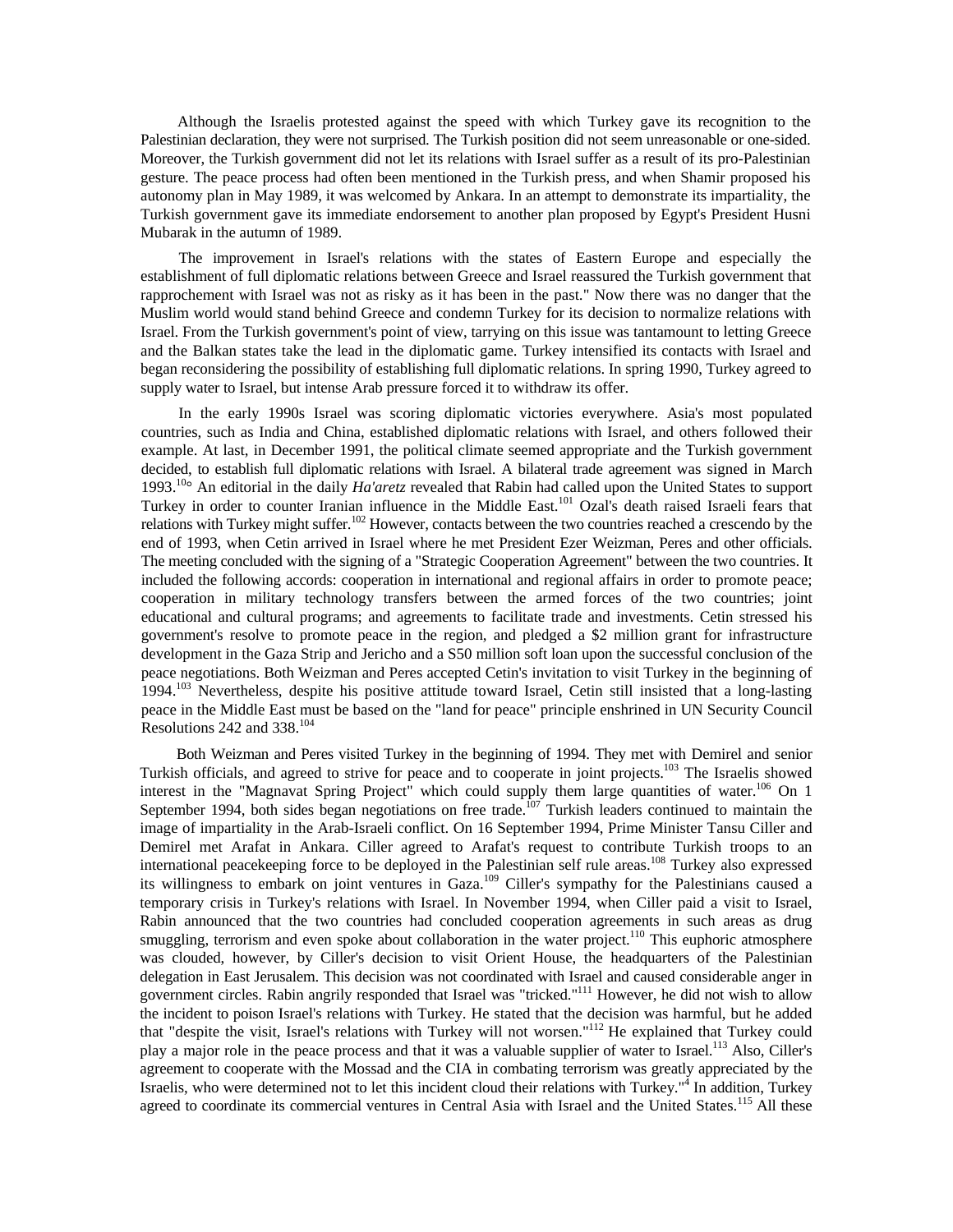Although the Israelis protested against the speed with which Turkey gave its recognition to the Palestinian declaration, they were not surprised. The Turkish position did not seem unreasonable or one-sided. Moreover, the Turkish government did not let its relations with Israel suffer as a result of its pro-Palestinian gesture. The peace process had often been mentioned in the Turkish press, and when Shamir proposed his autonomy plan in May 1989, it was welcomed by Ankara. In an attempt to demonstrate its impartiality, the Turkish government gave its immediate endorsement to another plan proposed by Egypt's President Husni Mubarak in the autumn of 1989.

The improvement in Israel's relations with the states of Eastern Europe and especially the establishment of full diplomatic relations between Greece and Israel reassured the Turkish government that rapprochement with Israel was not as risky as it has been in the past." Now there was no danger that the Muslim world would stand behind Greece and condemn Turkey for its decision to normalize relations with Israel. From the Turkish government's point of view, tarrying on this issue was tantamount to letting Greece and the Balkan states take the lead in the diplomatic game. Turkey intensified its contacts with Israel and began reconsidering the possibility of establishing full diplomatic relations. In spring 1990, Turkey agreed to supply water to Israel, but intense Arab pressure forced it to withdraw its offer.

In the early 1990s Israel was scoring diplomatic victories everywhere. Asia's most populated countries, such as India and China, established diplomatic relations with Israel, and others followed their example. At last, in December 1991, the political climate seemed appropriate and the Turkish government decided, to establish full diplomatic relations with Israel. A bilateral trade agreement was signed in March 1993.[10o] An editorial in the daily *Ha'aretz* revealed that Rabin had called upon the United States to support Turkey in order to counter Iranian influence in the Middle East.[101] Ozal's death raised Israeli fears that relations with Turkey might suffer.[102] However, contacts between the two countries reached a crescendo by the end of 1993, when Cetin arrived in Israel where he met President Ezer Weizman, Peres and other officials. The meeting concluded with the signing of a "Strategic Cooperation Agreement" between the two countries. It included the following accords: cooperation in international and regional affairs in order to promote peace; cooperation in military technology transfers between the armed forces of the two countries; joint educational and cultural programs; and agreements to facilitate trade and investments. Cetin stressed his government's resolve to promote peace in the region, and pledged a $2 million grant for infrastructure development in the Gaza Strip and Jericho and a S50 million soft loan upon the successful conclusion of the peace negotiations. Both Weizman and Peres accepted Cetin's invitation to visit Turkey in the beginning of 1994.[103] Nevertheless, despite his positive attitude toward Israel, Cetin still insisted that a long-lasting peace in the Middle East must be based on the "land for peace" principle enshrined in UN Security Council Resolutions 242 and 338.[104]

Both Weizman and Peres visited Turkey in the beginning of 1994. They met with Demirel and senior Turkish officials, and agreed to strive for peace and to cooperate in joint projects.[103] The Israelis showed interest in the "Magnavat Spring Project" which could supply them large quantities of water.[106] On 1 September 1994, both sides began negotiations on free trade.[107] Turkish leaders continued to maintain the image of impartiality in the Arab-Israeli conflict. On 16 September 1994, Prime Minister Tansu Ciller and Demirel met Arafat in Ankara. Ciller agreed to Arafat's request to contribute Turkish troops to an international peacekeeping force to be deployed in the Palestinian self rule areas.[108] Turkey also expressed its willingness to embark on joint ventures in Gaza.[109] Ciller's sympathy for the Palestinians caused a temporary crisis in Turkey's relations with Israel. In November 1994, when Ciller paid a visit to Israel, Rabin announced that the two countries had concluded cooperation agreements in such areas as drug smuggling, terrorism and even spoke about collaboration in the water project.[110] This euphoric atmosphere was clouded, however, by Ciller's decision to visit Orient House, the headquarters of the Palestinian delegation in East Jerusalem. This decision was not coordinated with Israel and caused considerable anger in government circles. Rabin angrily responded that Israel was "tricked."[111] However, he did not wish to allow the incident to poison Israel's relations with Turkey. He stated that the decision was harmful, but he added that "despite the visit, Israel's relations with Turkey will not worsen."[112] He explained that Turkey could play a major role in the peace process and that it was a valuable supplier of water to Israel.[113] Also, Ciller's agreement to cooperate with the Mossad and the CIA in combating terrorism was greatly appreciated by the Israelis, who were determined not to let this incident cloud their relations with Turkey."[4] In addition, Turkey agreed to coordinate its commercial ventures in Central Asia with Israel and the United States.[115] All these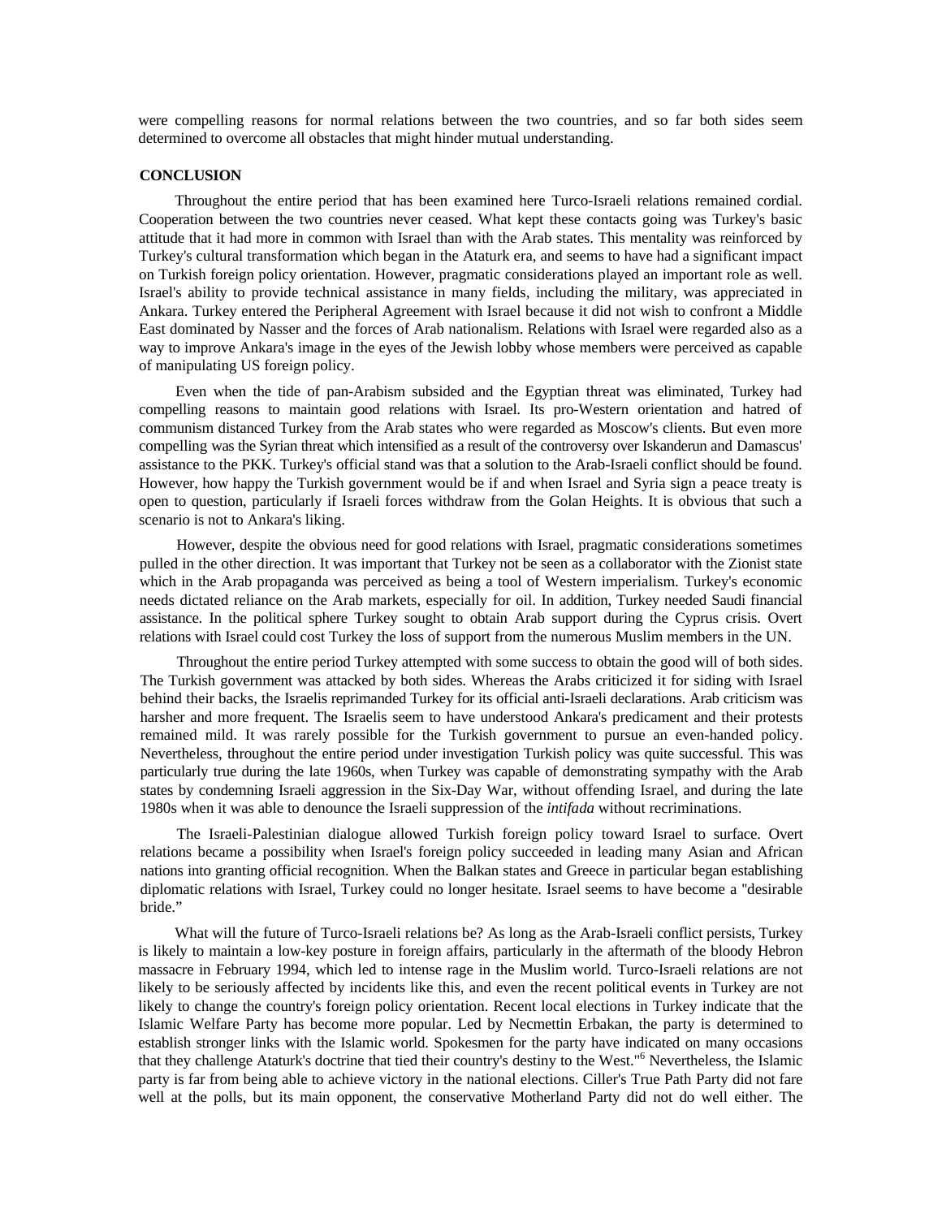were compelling reasons for normal relations between the two countries, and so far both sides seem determined to overcome all obstacles that might hinder mutual understanding.

## CONCLUSION

Throughout the entire period that has been examined here Turco-Israeli relations remained cordial. Cooperation between the two countries never ceased. What kept these contacts going was Turkey's basic attitude that it had more in common with Israel than with the Arab states. This mentality was reinforced by Turkey's cultural transformation which began in the Ataturk era, and seems to have had a significant impact on Turkish foreign policy orientation. However, pragmatic considerations played an important role as well. Israel's ability to provide technical assistance in many fields, including the military, was appreciated in Ankara. Turkey entered the Peripheral Agreement with Israel because it did not wish to confront a Middle East dominated by Nasser and the forces of Arab nationalism. Relations with Israel were regarded also as a way to improve Ankara's image in the eyes of the Jewish lobby whose members were perceived as capable of manipulating US foreign policy.

Even when the tide of pan-Arabism subsided and the Egyptian threat was eliminated, Turkey had compelling reasons to maintain good relations with Israel. Its pro-Western orientation and hatred of communism distanced Turkey from the Arab states who were regarded as Moscow's clients. But even more compelling was the Syrian threat which intensified as a result of the controversy over Iskanderun and Damascus' assistance to the PKK. Turkey's official stand was that a solution to the Arab-Israeli conflict should be found. However, how happy the Turkish government would be if and when Israel and Syria sign a peace treaty is open to question, particularly if Israeli forces withdraw from the Golan Heights. It is obvious that such a scenario is not to Ankara's liking.

However, despite the obvious need for good relations with Israel, pragmatic considerations sometimes pulled in the other direction. It was important that Turkey not be seen as a collaborator with the Zionist state which in the Arab propaganda was perceived as being a tool of Western imperialism. Turkey's economic needs dictated reliance on the Arab markets, especially for oil. In addition, Turkey needed Saudi financial assistance. In the political sphere Turkey sought to obtain Arab support during the Cyprus crisis. Overt relations with Israel could cost Turkey the loss of support from the numerous Muslim members in the UN.

Throughout the entire period Turkey attempted with some success to obtain the good will of both sides. The Turkish government was attacked by both sides. Whereas the Arabs criticized it for siding with Israel behind their backs, the Israelis reprimanded Turkey for its official anti-Israeli declarations. Arab criticism was harsher and more frequent. The Israelis seem to have understood Ankara's predicament and their protests remained mild. It was rarely possible for the Turkish government to pursue an even-handed policy. Nevertheless, throughout the entire period under investigation Turkish policy was quite successful. This was particularly true during the late 1960s, when Turkey was capable of demonstrating sympathy with the Arab states by condemning Israeli aggression in the Six-Day War, without offending Israel, and during the late 1980s when it was able to denounce the Israeli suppression of the *intifada* without recriminations.

The Israeli-Palestinian dialogue allowed Turkish foreign policy toward Israel to surface. Overt relations became a possibility when Israel's foreign policy succeeded in leading many Asian and African nations into granting official recognition. When the Balkan states and Greece in particular began establishing diplomatic relations with Israel, Turkey could no longer hesitate. Israel seems to have become a "desirable bride."

What will the future of Turco-Israeli relations be? As long as the Arab-Israeli conflict persists, Turkey is likely to maintain a low-key posture in foreign affairs, particularly in the aftermath of the bloody Hebron massacre in February 1994, which led to intense rage in the Muslim world. Turco-Israeli relations are not likely to be seriously affected by incidents like this, and even the recent political events in Turkey are not likely to change the country's foreign policy orientation. Recent local elections in Turkey indicate that the Islamic Welfare Party has become more popular. Led by Necmettin Erbakan, the party is determined to establish stronger links with the Islamic world. Spokesmen for the party have indicated on many occasions that they challenge Ataturk's doctrine that tied their country's destiny to the West."[6] Nevertheless, the Islamic party is far from being able to achieve victory in the national elections. Ciller's True Path Party did not fare well at the polls, but its main opponent, the conservative Motherland Party did not do well either. The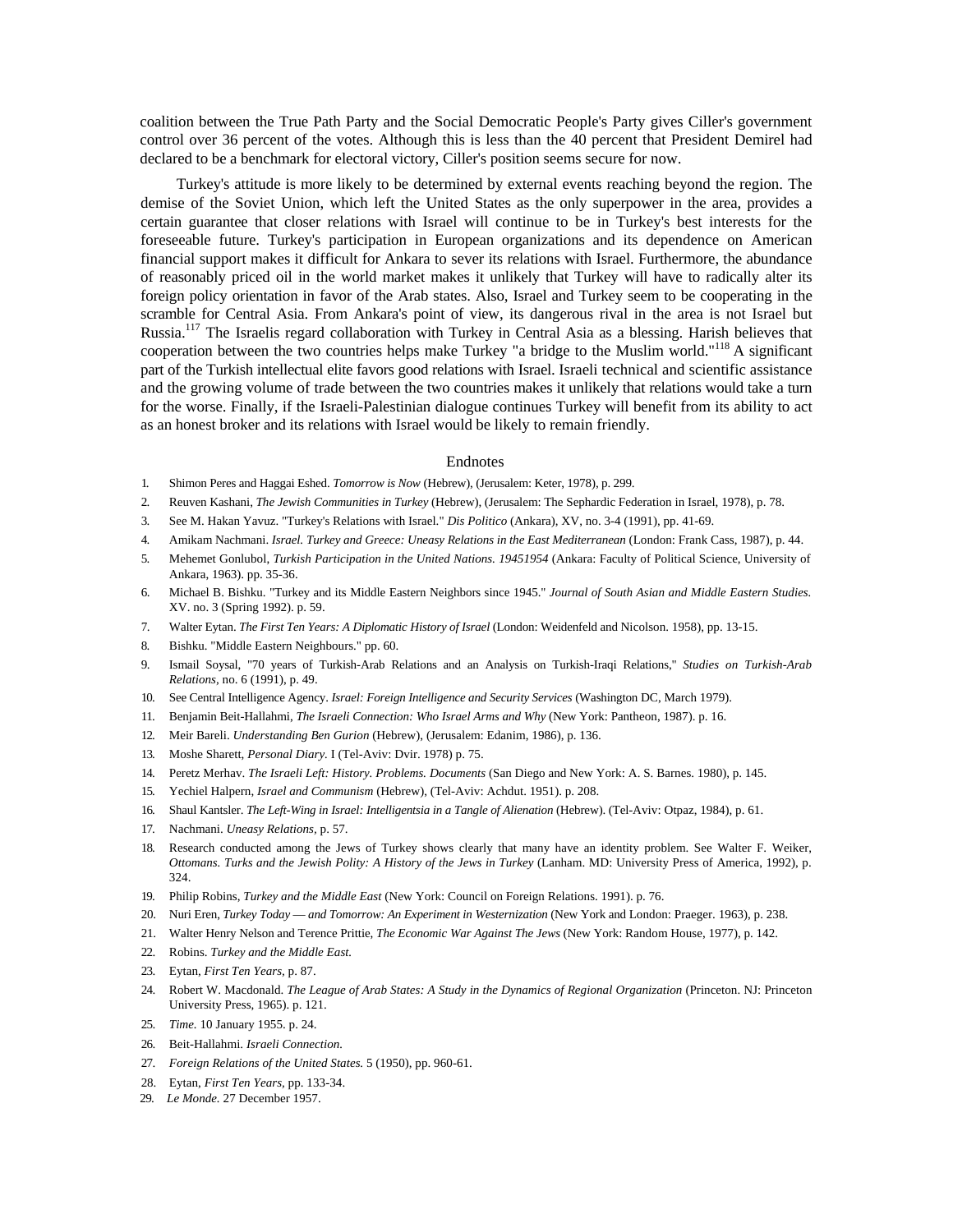coalition between the True Path Party and the Social Democratic People's Party gives Ciller's government control over 36 percent of the votes. Although this is less than the 40 percent that President Demirel had declared to be a benchmark for electoral victory, Ciller's position seems secure for now.

Turkey's attitude is more likely to be determined by external events reaching beyond the region. The demise of the Soviet Union, which left the United States as the only superpower in the area, provides a certain guarantee that closer relations with Israel will continue to be in Turkey's best interests for the foreseeable future. Turkey's participation in European organizations and its dependence on American financial support makes it difficult for Ankara to sever its relations with Israel. Furthermore, the abundance of reasonably priced oil in the world market makes it unlikely that Turkey will have to radically alter its foreign policy orientation in favor of the Arab states. Also, Israel and Turkey seem to be cooperating in the scramble for Central Asia. From Ankara's point of view, its dangerous rival in the area is not Israel but Russia.[117] The Israelis regard collaboration with Turkey in Central Asia as a blessing. Harish believes that cooperation between the two countries helps make Turkey "a bridge to the Muslim world."[118] A significant part of the Turkish intellectual elite favors good relations with Israel. Israeli technical and scientific assistance and the growing volume of trade between the two countries makes it unlikely that relations would take a turn for the worse. Finally, if the Israeli-Palestinian dialogue continues Turkey will benefit from its ability to act as an honest broker and its relations with Israel would be likely to remain friendly.

## Endnotes

1. Shimon Peres and Haggai Eshed. *Tomorrow is Now* (Hebrew), (Jerusalem: Keter, 1978), p. 299.
2. Reuven Kashani, *The Jewish Communities in Turkey* (Hebrew), (Jerusalem: The Sephardic Federation in Israel, 1978), p. 78.
3. See M. Hakan Yavuz. "Turkey's Relations with Israel." *Dis Politico* (Ankara), XV, no. 3-4 (1991), pp. 41-69.
4. Amikam Nachmani. *Israel. Turkey and Greece: Uneasy Relations in the East Mediterranean* (London: Frank Cass, 1987), p. 44.
5. Mehemet Gonlubol, *Turkish Participation in the United Nations. 19451954* (Ankara: Faculty of Political Science, University of Ankara, 1963). pp. 35-36.
6. Michael B. Bishku. "Turkey and its Middle Eastern Neighbors since 1945." *Journal of South Asian and Middle Eastern Studies.* XV. no. 3 (Spring 1992). p. 59.
7. Walter Eytan. *The First Ten Years: A Diplomatic History of Israel* (London: Weidenfeld and Nicolson. 1958), pp. 13-15.
8. Bishku. "Middle Eastern Neighbours." pp. 60.
9. Ismail Soysal, "70 years of Turkish-Arab Relations and an Analysis on Turkish-Iraqi Relations," *Studies on Turkish-Arab Relations*, no. 6 (1991), p. 49.
10. See Central Intelligence Agency. *Israel: Foreign Intelligence and Security Services* (Washington DC, March 1979).
11. Benjamin Beit-Hallahmi, *The Israeli Connection: Who Israel Arms and Why* (New York: Pantheon, 1987). p. 16.
12. Meir Bareli. *Understanding Ben Gurion* (Hebrew), (Jerusalem: Edanim, 1986), p. 136.
13. Moshe Sharett, *Personal Diary*. I (Tel-Aviv: Dvir. 1978) p. 75.
14. Peretz Merhav. *The Israeli Left: History. Problems. Documents* (San Diego and New York: A. S. Barnes. 1980), p. 145.
15. Yechiel Halpern, *Israel and Communism* (Hebrew), (Tel-Aviv: Achdut. 1951). p. 208.
16. Shaul Kantsler. *The Left-Wing in Israel: Intelligentsia in a Tangle of Alienation* (Hebrew). (Tel-Aviv: Otpaz, 1984), p. 61.
17. Nachmani. *Uneasy Relations*, p. 57.
18. Research conducted among the Jews of Turkey shows clearly that many have an identity problem. See Walter F. Weiker, *Ottomans. Turks and the Jewish Polity: A History of the Jews in Turkey* (Lanham. MD: University Press of America, 1992), p. 324.
19. Philip Robins, *Turkey and the Middle East* (New York: Council on Foreign Relations. 1991). p. 76.
20. Nuri Eren, *Turkey Today — and Tomorrow: An Experiment in Westernization* (New York and London: Praeger. 1963), p. 238.
21. Walter Henry Nelson and Terence Prittie, *The Economic War Against The Jews* (New York: Random House, 1977), p. 142.
22. Robins. *Turkey and the Middle East.*
23. Eytan, *First Ten Years*, p. 87.
24. Robert W. Macdonald. *The League of Arab States: A Study in the Dynamics of Regional Organization* (Princeton. NJ: Princeton University Press, 1965). p. 121.
25. *Time.* 10 January 1955. p. 24.
26. Beit-Hallahmi. *Israeli Connection.*
27. *Foreign Relations of the United States.* 5 (1950), pp. 960-61.
28. Eytan, *First Ten Years*, pp. 133-34.
29. *Le Monde.* 27 December 1957.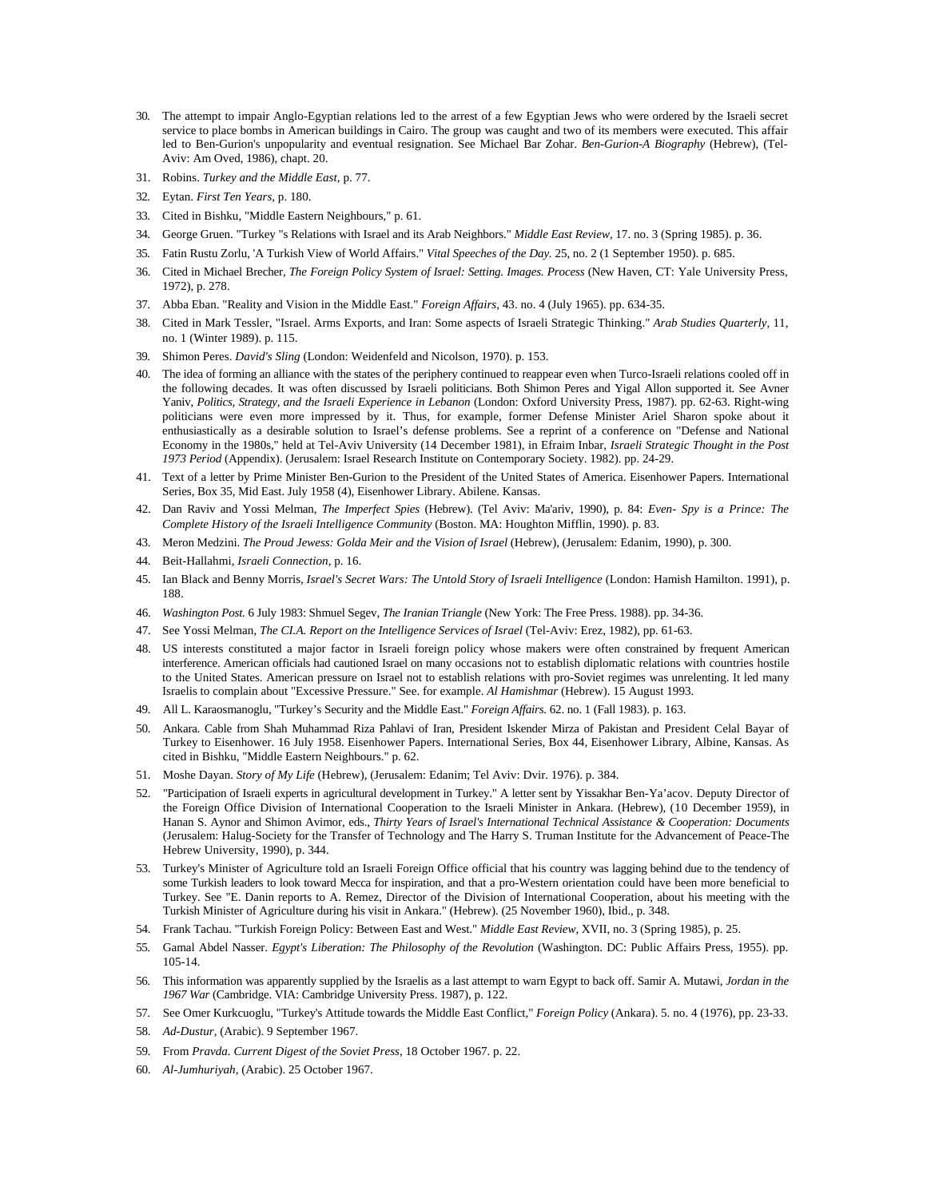30. The attempt to impair Anglo-Egyptian relations led to the arrest of a few Egyptian Jews who were ordered by the Israeli secret service to place bombs in American buildings in Cairo. The group was caught and two of its members were executed. This affair led to Ben-Gurion's unpopularity and eventual resignation. See Michael Bar Zohar. *Ben-Gurion-A Biography* (Hebrew), (Tel-Aviv: Am Oved, 1986), chapt. 20.
31. Robins. *Turkey and the Middle East*, p. 77.
32. Eytan. *First Ten Years*, p. 180.
33. Cited in Bishku, "Middle Eastern Neighbours," p. 61.
34. George Gruen. "Turkey "s Relations with Israel and its Arab Neighbors." *Middle East Review*, 17. no. 3 (Spring 1985). p. 36.
35. Fatin Rustu Zorlu, 'A Turkish View of World Affairs." *Vital Speeches of the Day.* 25, no. 2 (1 September 1950). p. 685.
36. Cited in Michael Brecher, *The Foreign Policy System of Israel: Setting. Images. Process* (New Haven, CT: Yale University Press, 1972), p. 278.
37. Abba Eban. "Reality and Vision in the Middle East." *Foreign Affairs*, 43. no. 4 (July 1965). pp. 634-35.
38. Cited in Mark Tessler, "Israel. Arms Exports, and Iran: Some aspects of Israeli Strategic Thinking." *Arab Studies Quarterly*, 11, no. 1 (Winter 1989). p. 115.
39. Shimon Peres. *David's Sling* (London: Weidenfeld and Nicolson, 1970). p. 153.
40. The idea of forming an alliance with the states of the periphery continued to reappear even when Turco-Israeli relations cooled off in the following decades. It was often discussed by Israeli politicians. Both Shimon Peres and Yigal Allon supported it. See Avner Yaniv, *Politics, Strategy, and the Israeli Experience in Lebanon* (London: Oxford University Press, 1987). pp. 62-63. Right-wing politicians were even more impressed by it. Thus, for example, former Defense Minister Ariel Sharon spoke about it enthusiastically as a desirable solution to Israel's defense problems. See a reprint of a conference on "Defense and National Economy in the 1980s," held at Tel-Aviv University (14 December 1981), in Efraim Inbar, *Israeli Strategic Thought in the Post 1973 Period* (Appendix). (Jerusalem: Israel Research Institute on Contemporary Society. 1982). pp. 24-29.
41. Text of a letter by Prime Minister Ben-Gurion to the President of the United States of America. Eisenhower Papers. International Series, Box 35, Mid East. July 1958 (4), Eisenhower Library. Abilene. Kansas.
42. Dan Raviv and Yossi Melman, *The Imperfect Spies* (Hebrew). (Tel Aviv: Ma'ariv, 1990), p. 84: *Even- Spy is a Prince: The Complete History of the Israeli Intelligence Community* (Boston. MA: Houghton Mifflin, 1990). p. 83.
43. Meron Medzini. *The Proud Jewess: Golda Meir and the Vision of Israel* (Hebrew), (Jerusalem: Edanim, 1990), p. 300.
44. Beit-Hallahmi, *Israeli Connection*, p. 16.
45. Ian Black and Benny Morris, *Israel's Secret Wars: The Untold Story of Israeli Intelligence* (London: Hamish Hamilton. 1991), p. 188.
46. *Washington Post.* 6 July 1983: Shmuel Segev, *The Iranian Triangle* (New York: The Free Press. 1988). pp. 34-36.
47. See Yossi Melman, *The CI.A. Report on the Intelligence Services of Israel* (Tel-Aviv: Erez, 1982), pp. 61-63.
48. US interests constituted a major factor in Israeli foreign policy whose makers were often constrained by frequent American interference. American officials had cautioned Israel on many occasions not to establish diplomatic relations with countries hostile to the United States. American pressure on Israel not to establish relations with pro-Soviet regimes was unrelenting. It led many Israelis to complain about "Excessive Pressure." See. for example. *Al Hamishmar* (Hebrew). 15 August 1993.
49. All L. Karaosmanoglu, "Turkey's Security and the Middle East." *Foreign Affairs.* 62. no. 1 (Fall 1983). p. 163.
50. Ankara. Cable from Shah Muhammad Riza Pahlavi of Iran, President Iskender Mirza of Pakistan and President Celal Bayar of Turkey to Eisenhower. 16 July 1958. Eisenhower Papers. International Series, Box 44, Eisenhower Library, Albine, Kansas. As cited in Bishku, "Middle Eastern Neighbours." p. 62.
51. Moshe Dayan. *Story of My Life* (Hebrew), (Jerusalem: Edanim; Tel Aviv: Dvir. 1976). p. 384.
52. "Participation of Israeli experts in agricultural development in Turkey." A letter sent by Yissakhar Ben-Ya'acov. Deputy Director of the Foreign Office Division of International Cooperation to the Israeli Minister in Ankara. (Hebrew), (10 December 1959), in Hanan S. Aynor and Shimon Avimor, eds., *Thirty Years of Israel's International Technical Assistance & Cooperation: Documents* (Jerusalem: Halug-Society for the Transfer of Technology and The Harry S. Truman Institute for the Advancement of Peace-The Hebrew University, 1990), p. 344.
53. Turkey's Minister of Agriculture told an Israeli Foreign Office official that his country was lagging behind due to the tendency of some Turkish leaders to look toward Mecca for inspiration, and that a pro-Western orientation could have been more beneficial to Turkey. See "E. Danin reports to A. Remez, Director of the Division of International Cooperation, about his meeting with the Turkish Minister of Agriculture during his visit in Ankara." (Hebrew). (25 November 1960), Ibid., p. 348.
54. Frank Tachau. "Turkish Foreign Policy: Between East and West." *Middle East Review,* XVII, no. 3 (Spring 1985), p. 25.
55. Gamal Abdel Nasser. *Egypt's Liberation: The Philosophy of the Revolution* (Washington. DC: Public Affairs Press, 1955). pp. 105-14.
56. This information was apparently supplied by the Israelis as a last attempt to warn Egypt to back off. Samir A. Mutawi, *Jordan in the 1967 War* (Cambridge. VIA: Cambridge University Press. 1987), p. 122.
57. See Omer Kurkcuoglu, "Turkey's Attitude towards the Middle East Conflict," *Foreign Policy* (Ankara). 5. no. 4 (1976), pp. 23-33.
58. *Ad-Dustur*, (Arabic). 9 September 1967.
59. From *Pravda. Current Digest of the Soviet Press*, 18 October 1967. p. 22.
60. *Al-Jumhuriyah*, (Arabic). 25 October 1967.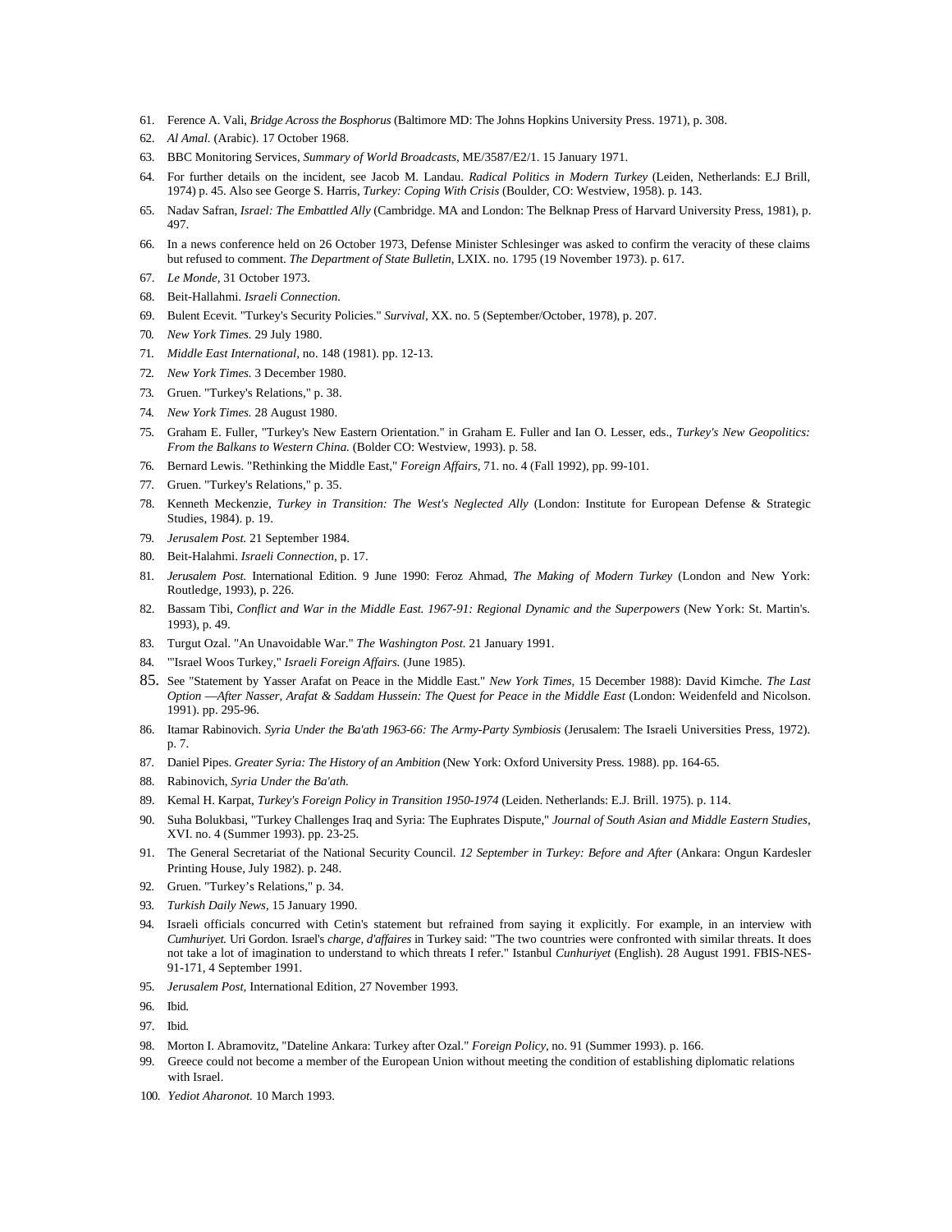61. Ference A. Vali, *Bridge Across the Bosphorus* (Baltimore MD: The Johns Hopkins University Press. 1971), p. 308.
62. *Al Amal.* (Arabic). 17 October 1968.
63. BBC Monitoring Services, *Summary of World Broadcasts*, ME/3587/E2/1. 15 January 1971.
64. For further details on the incident, see Jacob M. Landau. *Radical Politics in Modern Turkey* (Leiden, Netherlands: E.J Brill, 1974) p. 45. Also see George S. Harris, *Turkey: Coping With Crisis* (Boulder, CO: Westview, 1958). p. 143.
65. Nadav Safran, *Israel: The Embattled Ally* (Cambridge. MA and London: The Belknap Press of Harvard University Press, 1981), p. 497.
66. In a news conference held on 26 October 1973, Defense Minister Schlesinger was asked to confirm the veracity of these claims but refused to comment. *The Department of State Bulletin*, LXIX. no. 1795 (19 November 1973). p. 617.
67. *Le Monde*, 31 October 1973.
68. Beit-Hallahmi. *Israeli Connection*.
69. Bulent Ecevit. "Turkey's Security Policies." *Survival*, XX. no. 5 (September/October, 1978), p. 207.
70. *New York Times.* 29 July 1980.
71. *Middle East International*, no. 148 (1981). pp. 12-13.
72. *New York Times.* 3 December 1980.
73. Gruen. "Turkey's Relations," p. 38.
74. *New York Times.* 28 August 1980.
75. Graham E. Fuller, "Turkey's New Eastern Orientation." in Graham E. Fuller and Ian O. Lesser, eds., *Turkey's New Geopolitics: From the Balkans to Western China.* (Bolder CO: Westview, 1993). p. 58.
76. Bernard Lewis. "Rethinking the Middle East," *Foreign Affairs*, 71. no. 4 (Fall 1992), pp. 99-101.
77. Gruen. "Turkey's Relations," p. 35.
78. Kenneth Meckenzie, *Turkey in Transition: The West's Neglected Ally* (London: Institute for European Defense & Strategic Studies, 1984). p. 19.
79. *Jerusalem Post.* 21 September 1984.
80. Beit-Halahmi. *Israeli Connection*, p. 17.
81. *Jerusalem Post.* International Edition. 9 June 1990: Feroz Ahmad, *The Making of Modern Turkey* (London and New York: Routledge, 1993), p. 226.
82. Bassam Tibi, *Conflict and War in the Middle East. 1967-91: Regional Dynamic and the Superpowers* (New York: St. Martin's. 1993), p. 49.
83. Turgut Ozal. "An Unavoidable War." *The Washington Post.* 21 January 1991.
84. "'Israel Woos Turkey," *Israeli Foreign Affairs.* (June 1985).
85. See "Statement by Yasser Arafat on Peace in the Middle East." *New York Times*, 15 December 1988): David Kimche. *The Last Option —After Nasser, Arafat & Saddam Hussein: The Quest for Peace in the Middle East* (London: Weidenfeld and Nicolson. 1991). pp. 295-96.
86. Itamar Rabinovich. *Syria Under the Ba'ath 1963-66: The Army-Party Symbiosis* (Jerusalem: The Israeli Universities Press, 1972). p. 7.
87. Daniel Pipes. *Greater Syria: The History of an Ambition* (New York: Oxford University Press. 1988). pp. 164-65.
88. Rabinovich, *Syria Under the Ba'ath.*
89. Kemal H. Karpat, *Turkey's Foreign Policy in Transition 1950-1974* (Leiden. Netherlands: E.J. Brill. 1975). p. 114.
90. Suha Bolukbasi, "Turkey Challenges Iraq and Syria: The Euphrates Dispute," *Journal of South Asian and Middle Eastern Studies*, XVI. no. 4 (Summer 1993). pp. 23-25.
91. The General Secretariat of the National Security Council. *12 September in Turkey: Before and After* (Ankara: Ongun Kardesler Printing House, July 1982). p. 248.
92. Gruen. "Turkey's Relations," p. 34.
93. *Turkish Daily News*, 15 January 1990.
94. Israeli officials concurred with Cetin's statement but refrained from saying it explicitly. For example, in an interview with *Cumhuriyet.* Uri Gordon. Israel's *charge, d'affaires* in Turkey said: "The two countries were confronted with similar threats. It does not take a lot of imagination to understand to which threats I refer." Istanbul *Cunhuriyet* (English). 28 August 1991. FBIS-NES-91-171, 4 September 1991.
95. *Jerusalem Post*, International Edition, 27 November 1993.
96. Ibid.
97. Ibid.
98. Morton I. Abramovitz, "Dateline Ankara: Turkey after Ozal." *Foreign Policy*, no. 91 (Summer 1993). p. 166.
99. Greece could not become a member of the European Union without meeting the condition of establishing diplomatic relations with Israel.
100. *Yediot Aharonot.* 10 March 1993.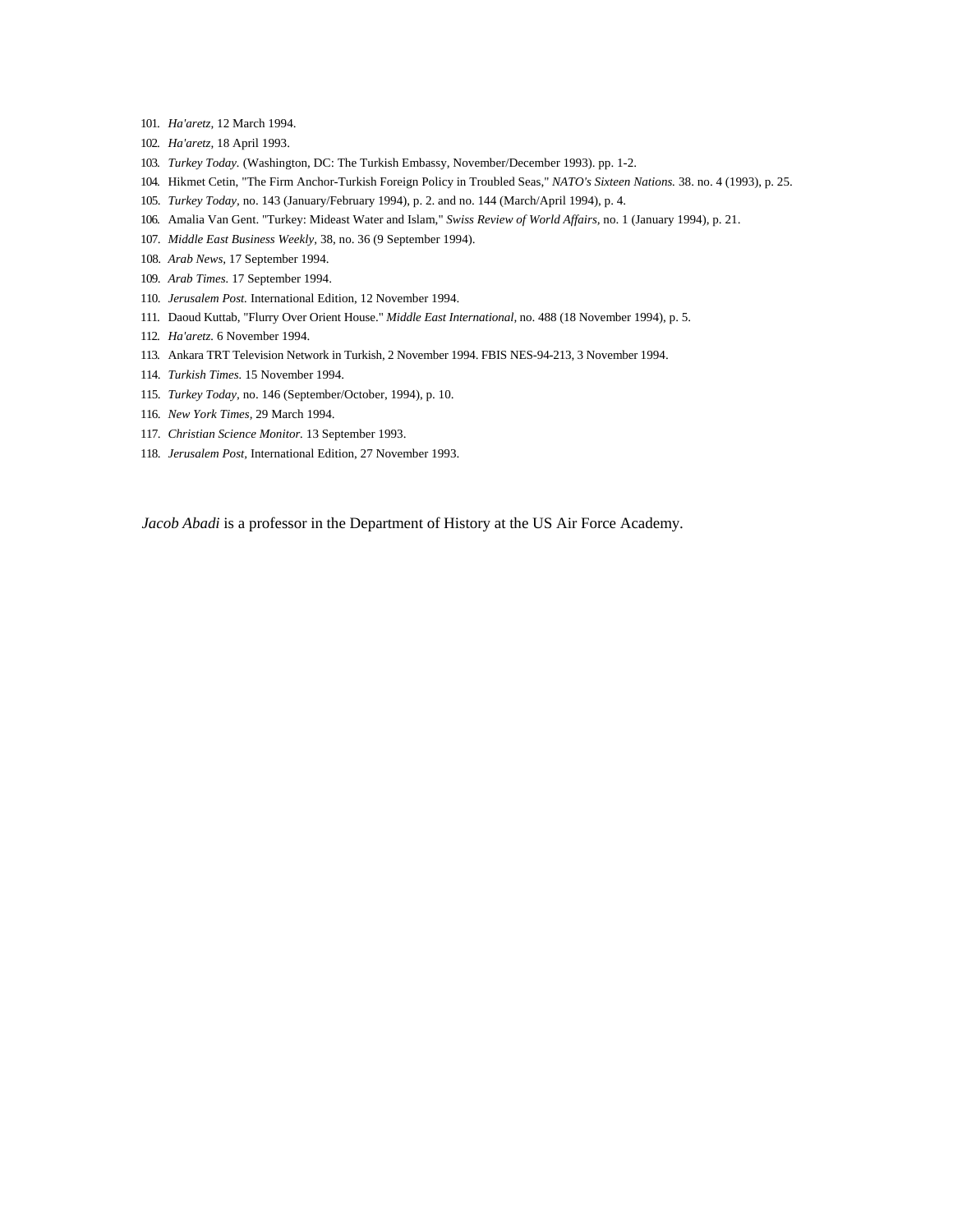101. *Ha'aretz,* 12 March 1994.
102. *Ha'aretz,* 18 April 1993.
103. *Turkey Today.* (Washington, DC: The Turkish Embassy, November/December 1993). pp. 1-2.
104. Hikmet Cetin, "The Firm Anchor-Turkish Foreign Policy in Troubled Seas," *NATO's Sixteen Nations.* 38. no. 4 (1993), p. 25.
105. *Turkey Today,* no. 143 (January/February 1994), p. 2. and no. 144 (March/April 1994), p. 4.
106. Amalia Van Gent. "Turkey: Mideast Water and Islam," *Swiss Review of World Affairs,* no. 1 (January 1994), p. 21.
107. *Middle East Business Weekly,* 38, no. 36 (9 September 1994).
108. *Arab News,* 17 September 1994.
109. *Arab Times.* 17 September 1994.
110. *Jerusalem Post.* International Edition, 12 November 1994.
111. Daoud Kuttab, "Flurry Over Orient House." *Middle East International,* no. 488 (18 November 1994), p. 5.
112. *Ha'aretz.* 6 November 1994.
113. Ankara TRT Television Network in Turkish, 2 November 1994. FBIS NES-94-213, 3 November 1994.
114. *Turkish Times.* 15 November 1994.
115. *Turkey Today,* no. 146 (September/October, 1994), p. 10.
116. *New York Times,* 29 March 1994.
117. *Christian Science Monitor.* 13 September 1993.
118. *Jerusalem Post,* International Edition, 27 November 1993.

*Jacob Abadi* is a professor in the Department of History at the US Air Force Academy.